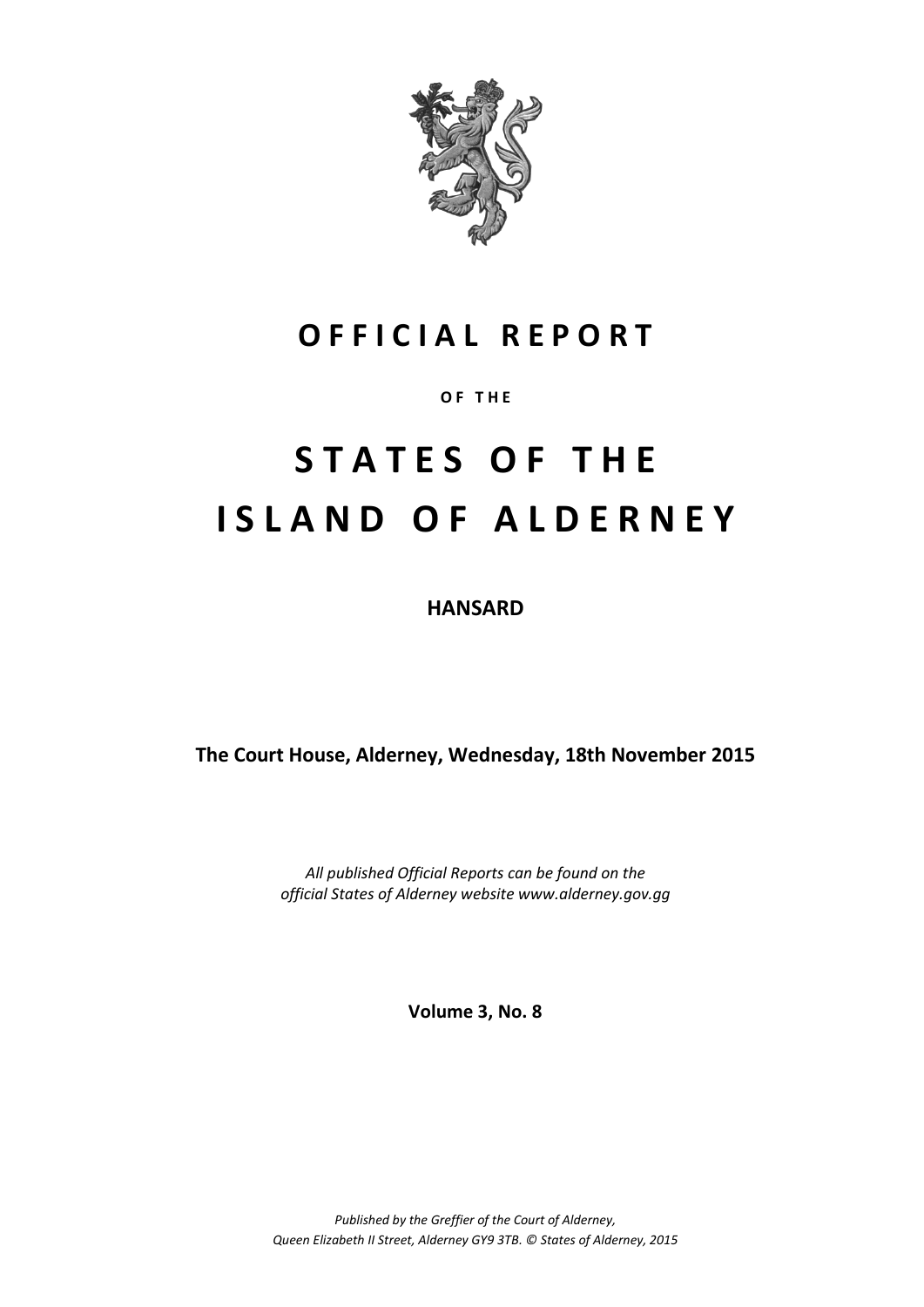# OFFICIAL REPORT

OF THE

# STATES OF THE ISLAND OF ALDERNEY

**HANSARD**

**The Court House, Alderney, Wednesday, 18th November 2015**

*All published Official Reports can be found on the official States of Alderney website www.alderney.gov.gg*

**Volume 3, No. 8**

*Published by the Greffier of the Court of Alderney, Queen Elizabeth II Street, Alderney GY9 3TB. © States of Alderney, 2015*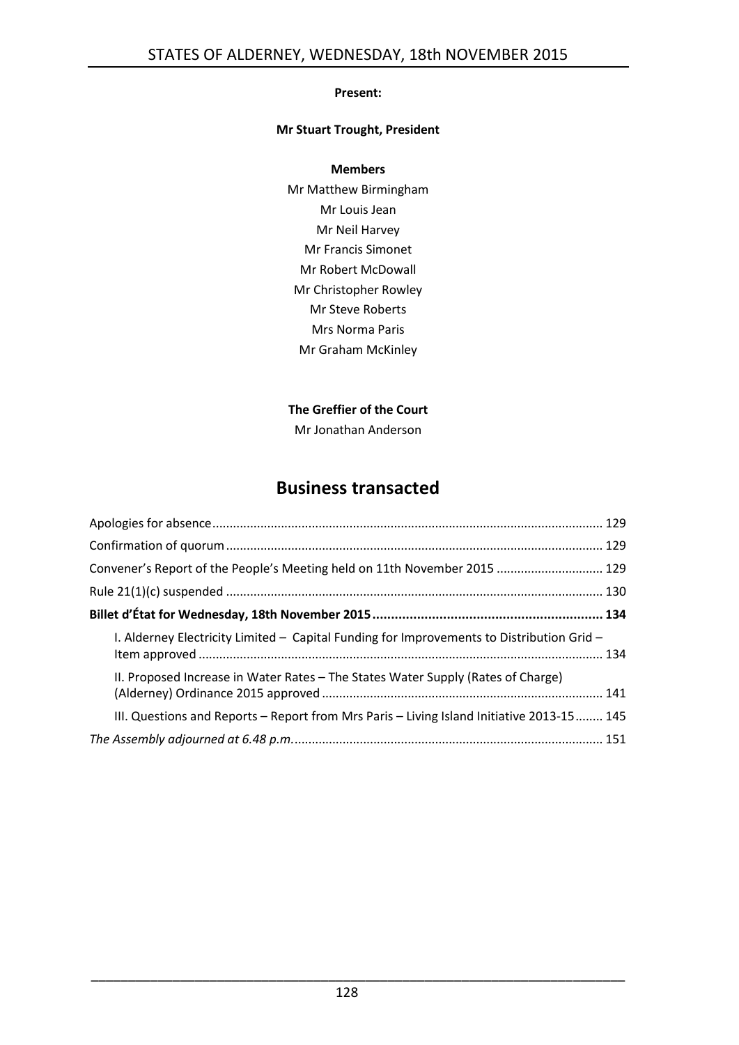**Present:**

**Mr Stuart Trought, President**

**Members**

Mr Matthew Birmingham
Mr Louis Jean
Mr Neil Harvey
Mr Francis Simonet
Mr Robert McDowall
Mr Christopher Rowley
Mr Steve Roberts
Mrs Norma Paris
Mr Graham McKinley

**The Greffier of the Court**

Mr Jonathan Anderson

## Business transacted

Apologies for absence ............................................................................................................ 129

Confirmation of quorum ......................................................................................................... 129

Convener's Report of the People's Meeting held on 11th November 2015 ............................ 129

Rule 21(1)(c) suspended ......................................................................................................... 130

**Billet d'État for Wednesday, 18th November 2015 ........................................................... 134**

I. Alderney Electricity Limited – Capital Funding for Improvements to Distribution Grid – Item approved ........................................................................................................ 134

II. Proposed Increase in Water Rates – The States Water Supply (Rates of Charge) (Alderney) Ordinance 2015 approved ................................................................................ 141

III. Questions and Reports – Report from Mrs Paris – Living Island Initiative 2013-15 ........ 145

*The Assembly adjourned at 6.48 p.m.* ..................................................................................... 151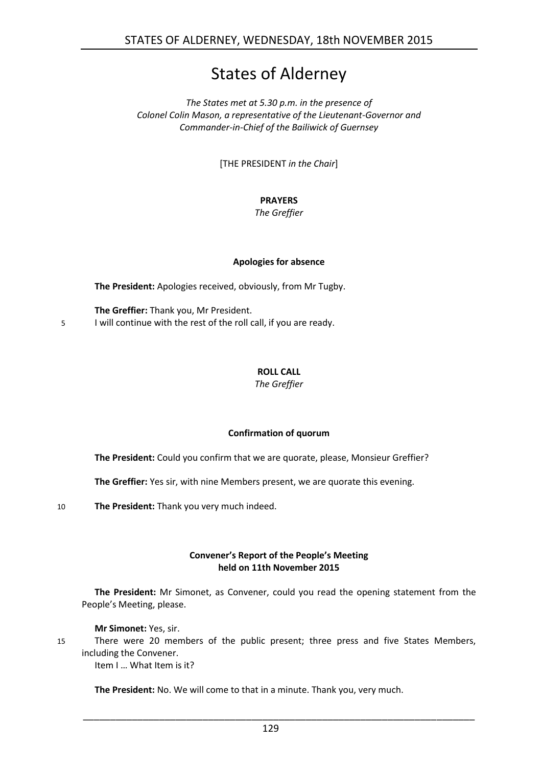# States of Alderney

*The States met at 5.30 p.m. in the presence of Colonel Colin Mason, a representative of the Lieutenant-Governor and Commander-in-Chief of the Bailiwick of Guernsey*

[THE PRESIDENT *in the Chair*]

## PRAYERS

*The Greffier*

### Apologies for absence

**The President:** Apologies received, obviously, from Mr Tugby.

**The Greffier:** Thank you, Mr President.
5 I will continue with the rest of the roll call, if you are ready.

## ROLL CALL

*The Greffier*

### Confirmation of quorum

**The President:** Could you confirm that we are quorate, please, Monsieur Greffier?

**The Greffier:** Yes sir, with nine Members present, we are quorate this evening.

10 **The President:** Thank you very much indeed.

### Convener's Report of the People's Meeting held on 11th November 2015

**The President:** Mr Simonet, as Convener, could you read the opening statement from the People's Meeting, please.

**Mr Simonet:** Yes, sir.
15 There were 20 members of the public present; three press and five States Members, including the Convener.
Item I … What Item is it?

**The President:** No. We will come to that in a minute. Thank you, very much.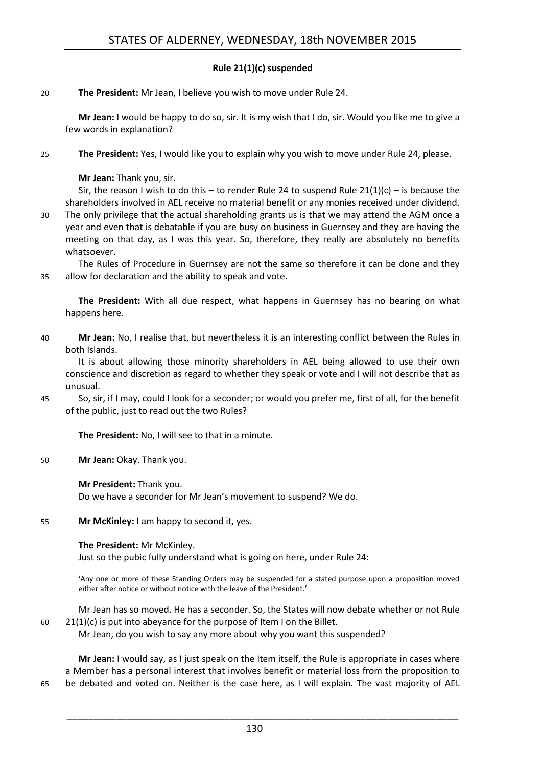### Rule 21(1)(c) suspended

**The President:** Mr Jean, I believe you wish to move under Rule 24.

**Mr Jean:** I would be happy to do so, sir. It is my wish that I do, sir. Would you like me to give a few words in explanation?

**The President:** Yes, I would like you to explain why you wish to move under Rule 24, please.

**Mr Jean:** Thank you, sir.

Sir, the reason I wish to do this – to render Rule 24 to suspend Rule 21(1)(c) – is because the shareholders involved in AEL receive no material benefit or any monies received under dividend. The only privilege that the actual shareholding grants us is that we may attend the AGM once a year and even that is debatable if you are busy on business in Guernsey and they are having the meeting on that day, as I was this year. So, therefore, they really are absolutely no benefits whatsoever.

The Rules of Procedure in Guernsey are not the same so therefore it can be done and they allow for declaration and the ability to speak and vote.

**The President:** With all due respect, what happens in Guernsey has no bearing on what happens here.

**Mr Jean:** No, I realise that, but nevertheless it is an interesting conflict between the Rules in both Islands.

It is about allowing those minority shareholders in AEL being allowed to use their own conscience and discretion as regard to whether they speak or vote and I will not describe that as unusual.

So, sir, if I may, could I look for a seconder; or would you prefer me, first of all, for the benefit of the public, just to read out the two Rules?

**The President:** No, I will see to that in a minute.

**Mr Jean:** Okay. Thank you.

**Mr President:** Thank you.

Do we have a seconder for Mr Jean's movement to suspend? We do.

**Mr McKinley:** I am happy to second it, yes.

**The President:** Mr McKinley.

Just so the pubic fully understand what is going on here, under Rule 24:

> 'Any one or more of these Standing Orders may be suspended for a stated purpose upon a proposition moved either after notice or without notice with the leave of the President.'

Mr Jean has so moved. He has a seconder. So, the States will now debate whether or not Rule 21(1)(c) is put into abeyance for the purpose of Item I on the Billet.

Mr Jean, do you wish to say any more about why you want this suspended?

**Mr Jean:** I would say, as I just speak on the Item itself, the Rule is appropriate in cases where a Member has a personal interest that involves benefit or material loss from the proposition to be debated and voted on. Neither is the case here, as I will explain. The vast majority of AEL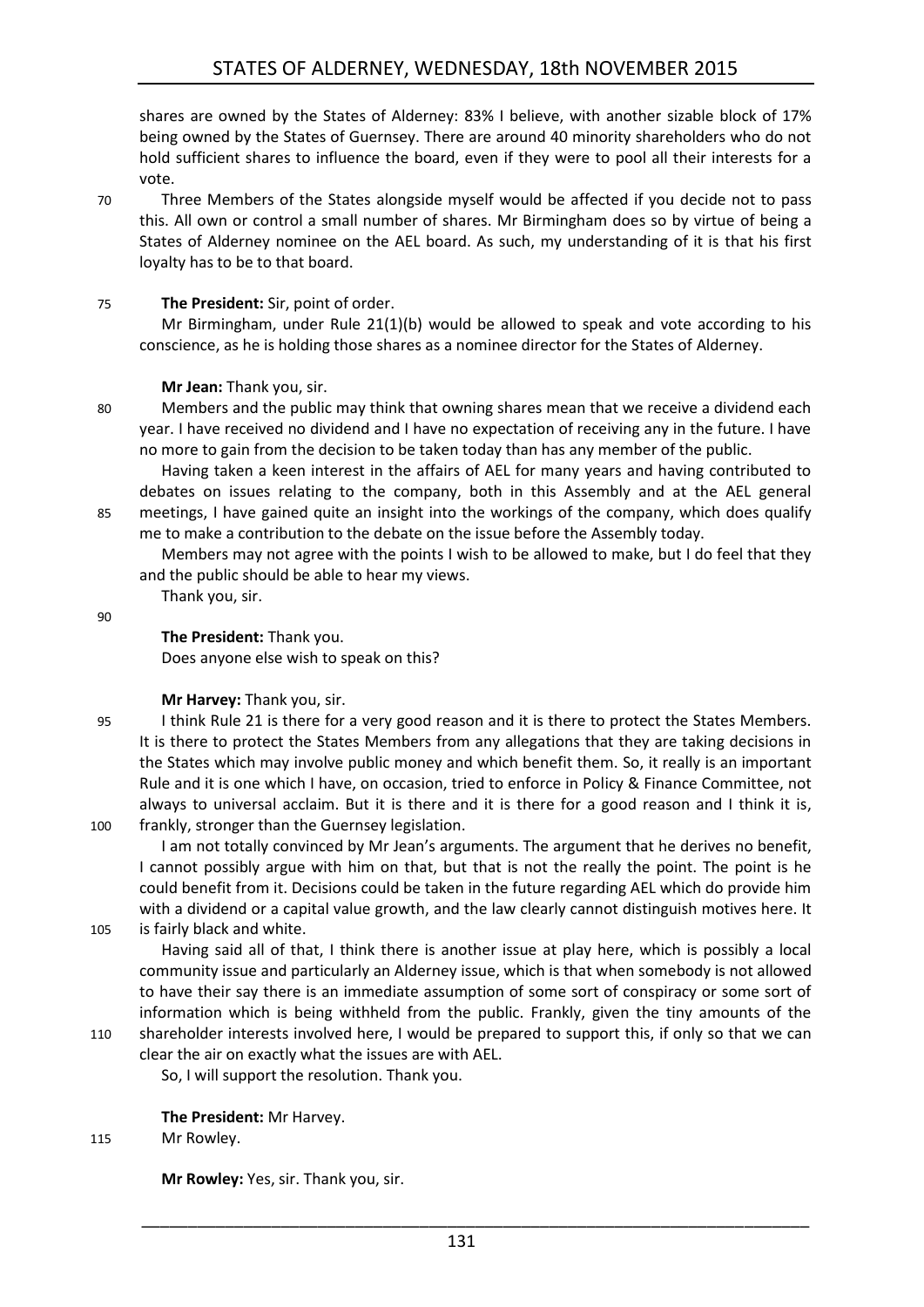shares are owned by the States of Alderney: 83% I believe, with another sizable block of 17% being owned by the States of Guernsey. There are around 40 minority shareholders who do not hold sufficient shares to influence the board, even if they were to pool all their interests for a vote.

Three Members of the States alongside myself would be affected if you decide not to pass this. All own or control a small number of shares. Mr Birmingham does so by virtue of being a States of Alderney nominee on the AEL board. As such, my understanding of it is that his first loyalty has to be to that board.

**The President:** Sir, point of order.

Mr Birmingham, under Rule 21(1)(b) would be allowed to speak and vote according to his conscience, as he is holding those shares as a nominee director for the States of Alderney.

**Mr Jean:** Thank you, sir.

Members and the public may think that owning shares mean that we receive a dividend each year. I have received no dividend and I have no expectation of receiving any in the future. I have no more to gain from the decision to be taken today than has any member of the public.

Having taken a keen interest in the affairs of AEL for many years and having contributed to debates on issues relating to the company, both in this Assembly and at the AEL general meetings, I have gained quite an insight into the workings of the company, which does qualify me to make a contribution to the debate on the issue before the Assembly today.

Members may not agree with the points I wish to be allowed to make, but I do feel that they and the public should be able to hear my views.

Thank you, sir.

**The President:** Thank you.

Does anyone else wish to speak on this?

**Mr Harvey:** Thank you, sir.

I think Rule 21 is there for a very good reason and it is there to protect the States Members. It is there to protect the States Members from any allegations that they are taking decisions in the States which may involve public money and which benefit them. So, it really is an important Rule and it is one which I have, on occasion, tried to enforce in Policy & Finance Committee, not always to universal acclaim. But it is there and it is there for a good reason and I think it is, frankly, stronger than the Guernsey legislation.

I am not totally convinced by Mr Jean's arguments. The argument that he derives no benefit, I cannot possibly argue with him on that, but that is not the really the point. The point is he could benefit from it. Decisions could be taken in the future regarding AEL which do provide him with a dividend or a capital value growth, and the law clearly cannot distinguish motives here. It is fairly black and white.

Having said all of that, I think there is another issue at play here, which is possibly a local community issue and particularly an Alderney issue, which is that when somebody is not allowed to have their say there is an immediate assumption of some sort of conspiracy or some sort of information which is being withheld from the public. Frankly, given the tiny amounts of the shareholder interests involved here, I would be prepared to support this, if only so that we can clear the air on exactly what the issues are with AEL.

So, I will support the resolution. Thank you.

**The President:** Mr Harvey.

Mr Rowley.

**Mr Rowley:** Yes, sir. Thank you, sir.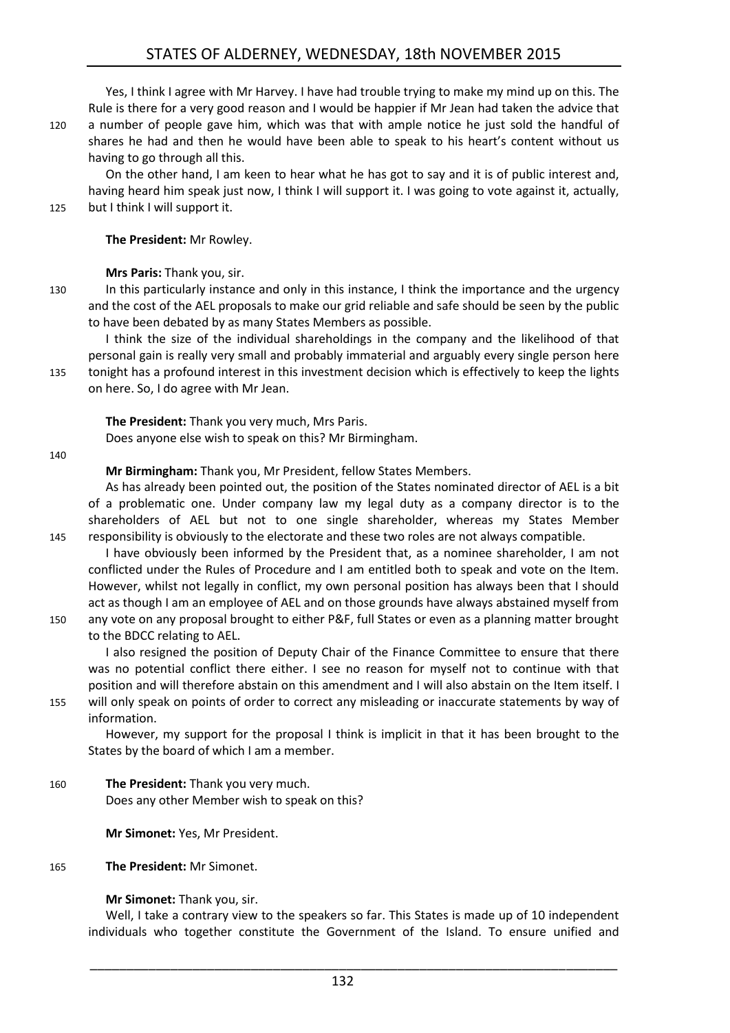Yes, I think I agree with Mr Harvey. I have had trouble trying to make my mind up on this. The Rule is there for a very good reason and I would be happier if Mr Jean had taken the advice that a number of people gave him, which was that with ample notice he just sold the handful of shares he had and then he would have been able to speak to his heart's content without us having to go through all this.

On the other hand, I am keen to hear what he has got to say and it is of public interest and, having heard him speak just now, I think I will support it. I was going to vote against it, actually, but I think I will support it.

**The President:** Mr Rowley.

**Mrs Paris:** Thank you, sir.

In this particularly instance and only in this instance, I think the importance and the urgency and the cost of the AEL proposals to make our grid reliable and safe should be seen by the public to have been debated by as many States Members as possible.

I think the size of the individual shareholdings in the company and the likelihood of that personal gain is really very small and probably immaterial and arguably every single person here tonight has a profound interest in this investment decision which is effectively to keep the lights on here. So, I do agree with Mr Jean.

**The President:** Thank you very much, Mrs Paris.

Does anyone else wish to speak on this? Mr Birmingham.

**Mr Birmingham:** Thank you, Mr President, fellow States Members.

As has already been pointed out, the position of the States nominated director of AEL is a bit of a problematic one. Under company law my legal duty as a company director is to the shareholders of AEL but not to one single shareholder, whereas my States Member responsibility is obviously to the electorate and these two roles are not always compatible.

I have obviously been informed by the President that, as a nominee shareholder, I am not conflicted under the Rules of Procedure and I am entitled both to speak and vote on the Item. However, whilst not legally in conflict, my own personal position has always been that I should act as though I am an employee of AEL and on those grounds have always abstained myself from any vote on any proposal brought to either P&F, full States or even as a planning matter brought to the BDCC relating to AEL.

I also resigned the position of Deputy Chair of the Finance Committee to ensure that there was no potential conflict there either. I see no reason for myself not to continue with that position and will therefore abstain on this amendment and I will also abstain on the Item itself. I will only speak on points of order to correct any misleading or inaccurate statements by way of information.

However, my support for the proposal I think is implicit in that it has been brought to the States by the board of which I am a member.

**The President:** Thank you very much.

Does any other Member wish to speak on this?

**Mr Simonet:** Yes, Mr President.

**The President:** Mr Simonet.

**Mr Simonet:** Thank you, sir.

Well, I take a contrary view to the speakers so far. This States is made up of 10 independent individuals who together constitute the Government of the Island. To ensure unified and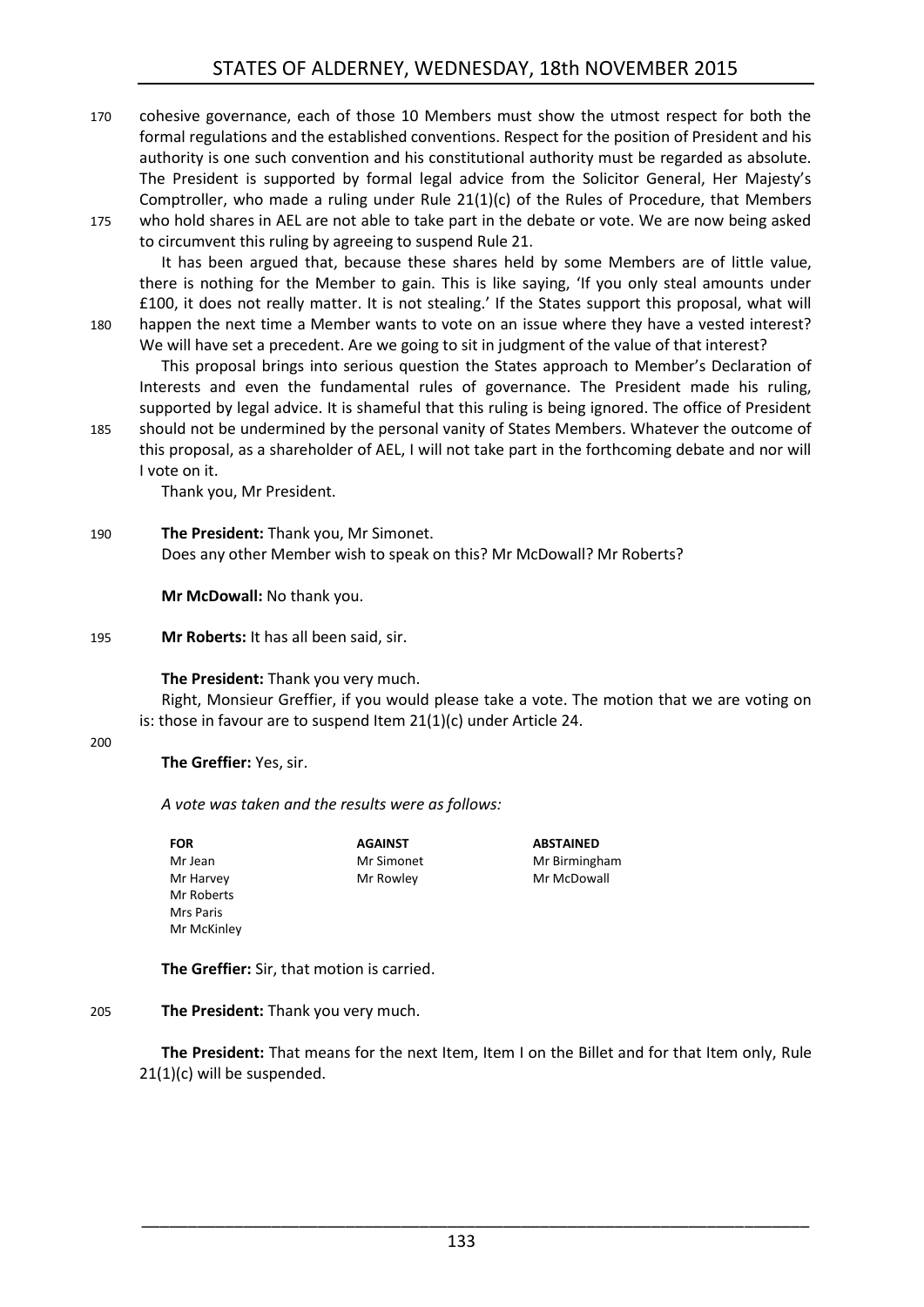cohesive governance, each of those 10 Members must show the utmost respect for both the formal regulations and the established conventions. Respect for the position of President and his authority is one such convention and his constitutional authority must be regarded as absolute. The President is supported by formal legal advice from the Solicitor General, Her Majesty's Comptroller, who made a ruling under Rule 21(1)(c) of the Rules of Procedure, that Members who hold shares in AEL are not able to take part in the debate or vote. We are now being asked to circumvent this ruling by agreeing to suspend Rule 21.

It has been argued that, because these shares held by some Members are of little value, there is nothing for the Member to gain. This is like saying, 'If you only steal amounts under £100, it does not really matter. It is not stealing.' If the States support this proposal, what will happen the next time a Member wants to vote on an issue where they have a vested interest? We will have set a precedent. Are we going to sit in judgment of the value of that interest?

This proposal brings into serious question the States approach to Member's Declaration of Interests and even the fundamental rules of governance. The President made his ruling, supported by legal advice. It is shameful that this ruling is being ignored. The office of President should not be undermined by the personal vanity of States Members. Whatever the outcome of this proposal, as a shareholder of AEL, I will not take part in the forthcoming debate and nor will I vote on it.

Thank you, Mr President.

**The President:** Thank you, Mr Simonet.

Does any other Member wish to speak on this? Mr McDowall? Mr Roberts?

**Mr McDowall:** No thank you.

**Mr Roberts:** It has all been said, sir.

**The President:** Thank you very much.

Right, Monsieur Greffier, if you would please take a vote. The motion that we are voting on is: those in favour are to suspend Item 21(1)(c) under Article 24.

**The Greffier:** Yes, sir.

*A vote was taken and the results were as follows:*

| FOR | AGAINST | ABSTAINED |
|---|---|---|
| Mr Jean | Mr Simonet | Mr Birmingham |
| Mr Harvey | Mr Rowley | Mr McDowall |
| Mr Roberts | | |
| Mrs Paris | | |
| Mr McKinley | | |

**The Greffier:** Sir, that motion is carried.

**The President:** Thank you very much.

**The President:** That means for the next Item, Item I on the Billet and for that Item only, Rule 21(1)(c) will be suspended.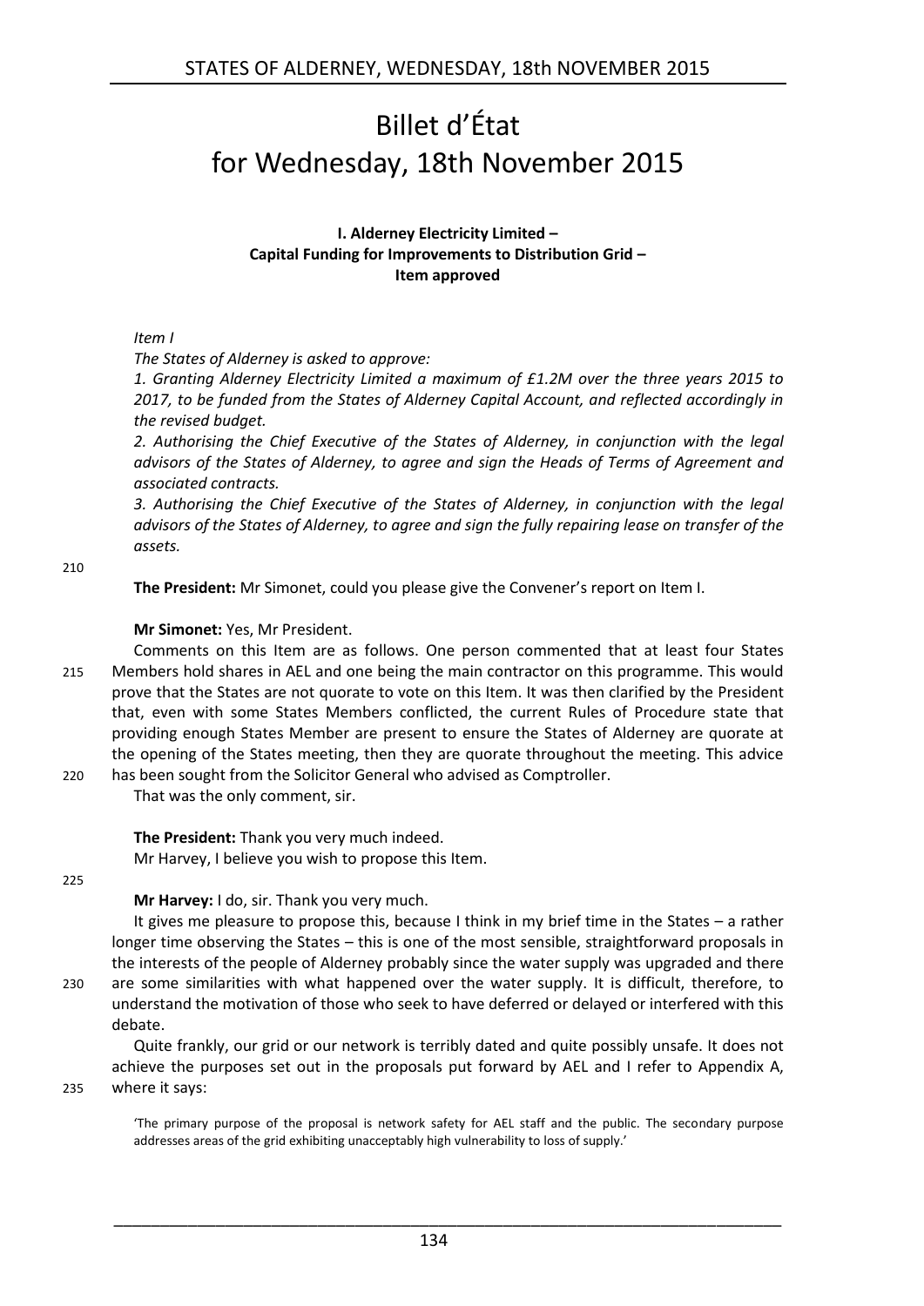# Billet d'État for Wednesday, 18th November 2015

### I. Alderney Electricity Limited – Capital Funding for Improvements to Distribution Grid – Item approved

*Item I*

*The States of Alderney is asked to approve:*

*1. Granting Alderney Electricity Limited a maximum of £1.2M over the three years 2015 to 2017, to be funded from the States of Alderney Capital Account, and reflected accordingly in the revised budget.*

*2. Authorising the Chief Executive of the States of Alderney, in conjunction with the legal advisors of the States of Alderney, to agree and sign the Heads of Terms of Agreement and associated contracts.*

*3. Authorising the Chief Executive of the States of Alderney, in conjunction with the legal advisors of the States of Alderney, to agree and sign the fully repairing lease on transfer of the assets.*

**The President:** Mr Simonet, could you please give the Convener's report on Item I.

**Mr Simonet:** Yes, Mr President.

Comments on this Item are as follows. One person commented that at least four States Members hold shares in AEL and one being the main contractor on this programme. This would prove that the States are not quorate to vote on this Item. It was then clarified by the President that, even with some States Members conflicted, the current Rules of Procedure state that providing enough States Member are present to ensure the States of Alderney are quorate at the opening of the States meeting, then they are quorate throughout the meeting. This advice has been sought from the Solicitor General who advised as Comptroller.

That was the only comment, sir.

**The President:** Thank you very much indeed.

Mr Harvey, I believe you wish to propose this Item.

**Mr Harvey:** I do, sir. Thank you very much.

It gives me pleasure to propose this, because I think in my brief time in the States – a rather longer time observing the States – this is one of the most sensible, straightforward proposals in the interests of the people of Alderney probably since the water supply was upgraded and there are some similarities with what happened over the water supply. It is difficult, therefore, to understand the motivation of those who seek to have deferred or delayed or interfered with this debate.

Quite frankly, our grid or our network is terribly dated and quite possibly unsafe. It does not achieve the purposes set out in the proposals put forward by AEL and I refer to Appendix A, where it says:

> 'The primary purpose of the proposal is network safety for AEL staff and the public. The secondary purpose addresses areas of the grid exhibiting unacceptably high vulnerability to loss of supply.'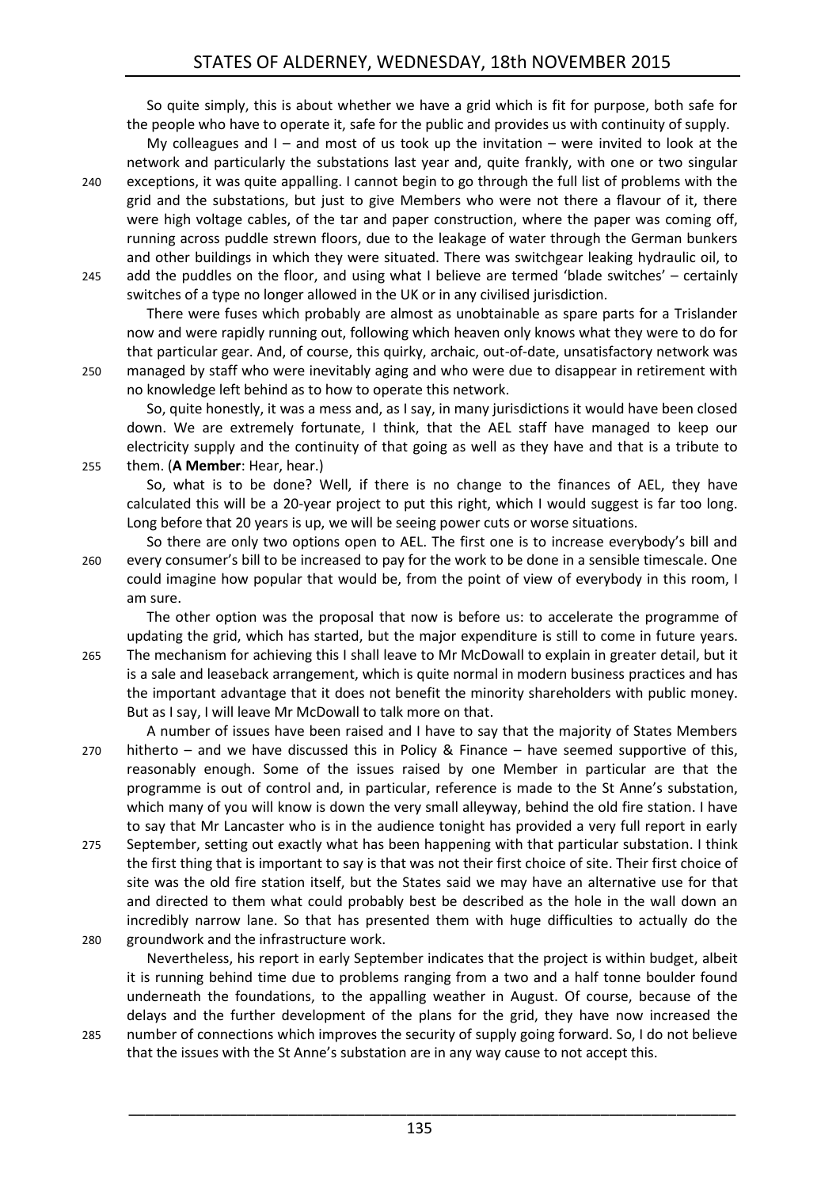So quite simply, this is about whether we have a grid which is fit for purpose, both safe for the people who have to operate it, safe for the public and provides us with continuity of supply.

My colleagues and I – and most of us took up the invitation – were invited to look at the network and particularly the substations last year and, quite frankly, with one or two singular exceptions, it was quite appalling. I cannot begin to go through the full list of problems with the grid and the substations, but just to give Members who were not there a flavour of it, there were high voltage cables, of the tar and paper construction, where the paper was coming off, running across puddle strewn floors, due to the leakage of water through the German bunkers and other buildings in which they were situated. There was switchgear leaking hydraulic oil, to add the puddles on the floor, and using what I believe are termed 'blade switches' – certainly switches of a type no longer allowed in the UK or in any civilised jurisdiction.

There were fuses which probably are almost as unobtainable as spare parts for a Trislander now and were rapidly running out, following which heaven only knows what they were to do for that particular gear. And, of course, this quirky, archaic, out-of-date, unsatisfactory network was managed by staff who were inevitably aging and who were due to disappear in retirement with no knowledge left behind as to how to operate this network.

So, quite honestly, it was a mess and, as I say, in many jurisdictions it would have been closed down. We are extremely fortunate, I think, that the AEL staff have managed to keep our electricity supply and the continuity of that going as well as they have and that is a tribute to them. (**A Member**: Hear, hear.)

So, what is to be done? Well, if there is no change to the finances of AEL, they have calculated this will be a 20-year project to put this right, which I would suggest is far too long. Long before that 20 years is up, we will be seeing power cuts or worse situations.

So there are only two options open to AEL. The first one is to increase everybody's bill and every consumer's bill to be increased to pay for the work to be done in a sensible timescale. One could imagine how popular that would be, from the point of view of everybody in this room, I am sure.

The other option was the proposal that now is before us: to accelerate the programme of updating the grid, which has started, but the major expenditure is still to come in future years. The mechanism for achieving this I shall leave to Mr McDowall to explain in greater detail, but it is a sale and leaseback arrangement, which is quite normal in modern business practices and has the important advantage that it does not benefit the minority shareholders with public money. But as I say, I will leave Mr McDowall to talk more on that.

A number of issues have been raised and I have to say that the majority of States Members hitherto – and we have discussed this in Policy & Finance – have seemed supportive of this, reasonably enough. Some of the issues raised by one Member in particular are that the programme is out of control and, in particular, reference is made to the St Anne's substation, which many of you will know is down the very small alleyway, behind the old fire station. I have to say that Mr Lancaster who is in the audience tonight has provided a very full report in early September, setting out exactly what has been happening with that particular substation. I think the first thing that is important to say is that was not their first choice of site. Their first choice of site was the old fire station itself, but the States said we may have an alternative use for that and directed to them what could probably best be described as the hole in the wall down an incredibly narrow lane. So that has presented them with huge difficulties to actually do the groundwork and the infrastructure work.

Nevertheless, his report in early September indicates that the project is within budget, albeit it is running behind time due to problems ranging from a two and a half tonne boulder found underneath the foundations, to the appalling weather in August. Of course, because of the delays and the further development of the plans for the grid, they have now increased the number of connections which improves the security of supply going forward. So, I do not believe that the issues with the St Anne's substation are in any way cause to not accept this.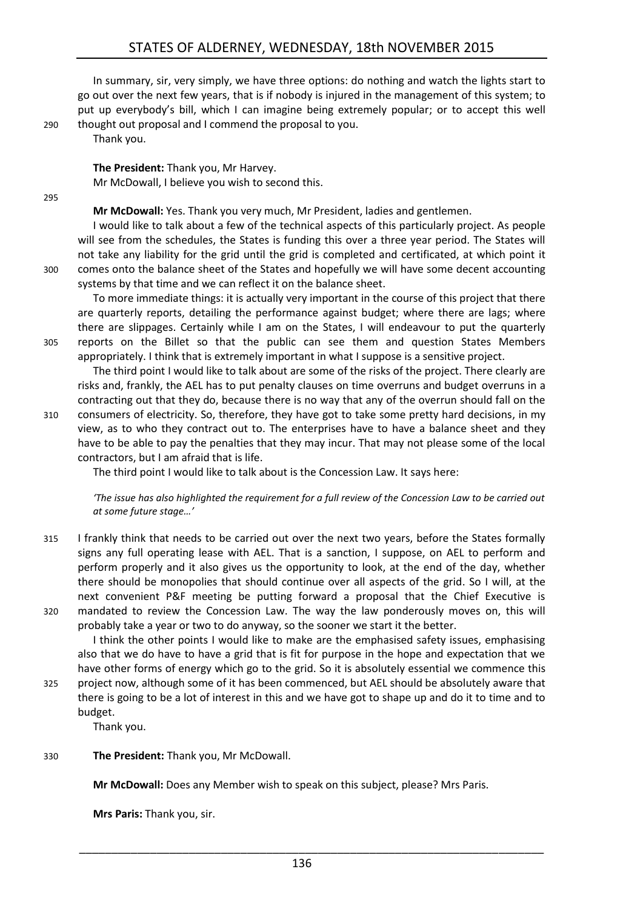In summary, sir, very simply, we have three options: do nothing and watch the lights start to go out over the next few years, that is if nobody is injured in the management of this system; to put up everybody's bill, which I can imagine being extremely popular; or to accept this well thought out proposal and I commend the proposal to you.

Thank you.

**The President:** Thank you, Mr Harvey.

Mr McDowall, I believe you wish to second this.

**Mr McDowall:** Yes. Thank you very much, Mr President, ladies and gentlemen.

I would like to talk about a few of the technical aspects of this particularly project. As people will see from the schedules, the States is funding this over a three year period. The States will not take any liability for the grid until the grid is completed and certificated, at which point it comes onto the balance sheet of the States and hopefully we will have some decent accounting systems by that time and we can reflect it on the balance sheet.

To more immediate things: it is actually very important in the course of this project that there are quarterly reports, detailing the performance against budget; where there are lags; where there are slippages. Certainly while I am on the States, I will endeavour to put the quarterly reports on the Billet so that the public can see them and question States Members appropriately. I think that is extremely important in what I suppose is a sensitive project.

The third point I would like to talk about are some of the risks of the project. There clearly are risks and, frankly, the AEL has to put penalty clauses on time overruns and budget overruns in a contracting out that they do, because there is no way that any of the overrun should fall on the consumers of electricity. So, therefore, they have got to take some pretty hard decisions, in my view, as to who they contract out to. The enterprises have to have a balance sheet and they have to be able to pay the penalties that they may incur. That may not please some of the local contractors, but I am afraid that is life.

The third point I would like to talk about is the Concession Law. It says here:

> *'The issue has also highlighted the requirement for a full review of the Concession Law to be carried out at some future stage…'*

I frankly think that needs to be carried out over the next two years, before the States formally signs any full operating lease with AEL. That is a sanction, I suppose, on AEL to perform and perform properly and it also gives us the opportunity to look, at the end of the day, whether there should be monopolies that should continue over all aspects of the grid. So I will, at the next convenient P&F meeting be putting forward a proposal that the Chief Executive is mandated to review the Concession Law. The way the law ponderously moves on, this will probably take a year or two to do anyway, so the sooner we start it the better.

I think the other points I would like to make are the emphasised safety issues, emphasising also that we do have to have a grid that is fit for purpose in the hope and expectation that we have other forms of energy which go to the grid. So it is absolutely essential we commence this project now, although some of it has been commenced, but AEL should be absolutely aware that there is going to be a lot of interest in this and we have got to shape up and do it to time and to budget.

Thank you.

**The President:** Thank you, Mr McDowall.

**Mr McDowall:** Does any Member wish to speak on this subject, please? Mrs Paris.

**Mrs Paris:** Thank you, sir.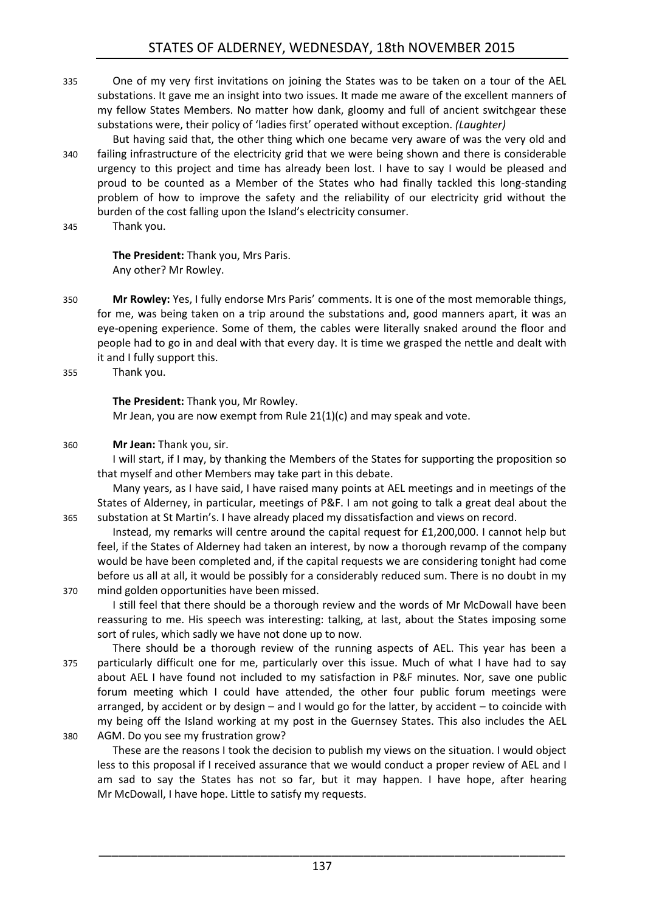One of my very first invitations on joining the States was to be taken on a tour of the AEL substations. It gave me an insight into two issues. It made me aware of the excellent manners of my fellow States Members. No matter how dank, gloomy and full of ancient switchgear these substations were, their policy of 'ladies first' operated without exception. *(Laughter)*

But having said that, the other thing which one became very aware of was the very old and failing infrastructure of the electricity grid that we were being shown and there is considerable urgency to this project and time has already been lost. I have to say I would be pleased and proud to be counted as a Member of the States who had finally tackled this long-standing problem of how to improve the safety and the reliability of our electricity grid without the burden of the cost falling upon the Island's electricity consumer.

Thank you.

**The President:** Thank you, Mrs Paris.

Any other? Mr Rowley.

**Mr Rowley:** Yes, I fully endorse Mrs Paris' comments. It is one of the most memorable things, for me, was being taken on a trip around the substations and, good manners apart, it was an eye-opening experience. Some of them, the cables were literally snaked around the floor and people had to go in and deal with that every day. It is time we grasped the nettle and dealt with it and I fully support this.

Thank you.

**The President:** Thank you, Mr Rowley.

Mr Jean, you are now exempt from Rule 21(1)(c) and may speak and vote.

**Mr Jean:** Thank you, sir.

I will start, if I may, by thanking the Members of the States for supporting the proposition so that myself and other Members may take part in this debate.

Many years, as I have said, I have raised many points at AEL meetings and in meetings of the States of Alderney, in particular, meetings of P&F. I am not going to talk a great deal about the substation at St Martin's. I have already placed my dissatisfaction and views on record.

Instead, my remarks will centre around the capital request for £1,200,000. I cannot help but feel, if the States of Alderney had taken an interest, by now a thorough revamp of the company would be have been completed and, if the capital requests we are considering tonight had come before us all at all, it would be possibly for a considerably reduced sum. There is no doubt in my mind golden opportunities have been missed.

I still feel that there should be a thorough review and the words of Mr McDowall have been reassuring to me. His speech was interesting: talking, at last, about the States imposing some sort of rules, which sadly we have not done up to now.

There should be a thorough review of the running aspects of AEL. This year has been a particularly difficult one for me, particularly over this issue. Much of what I have had to say about AEL I have found not included to my satisfaction in P&F minutes. Nor, save one public forum meeting which I could have attended, the other four public forum meetings were arranged, by accident or by design – and I would go for the latter, by accident – to coincide with my being off the Island working at my post in the Guernsey States. This also includes the AEL AGM. Do you see my frustration grow?

These are the reasons I took the decision to publish my views on the situation. I would object less to this proposal if I received assurance that we would conduct a proper review of AEL and I am sad to say the States has not so far, but it may happen. I have hope, after hearing Mr McDowall, I have hope. Little to satisfy my requests.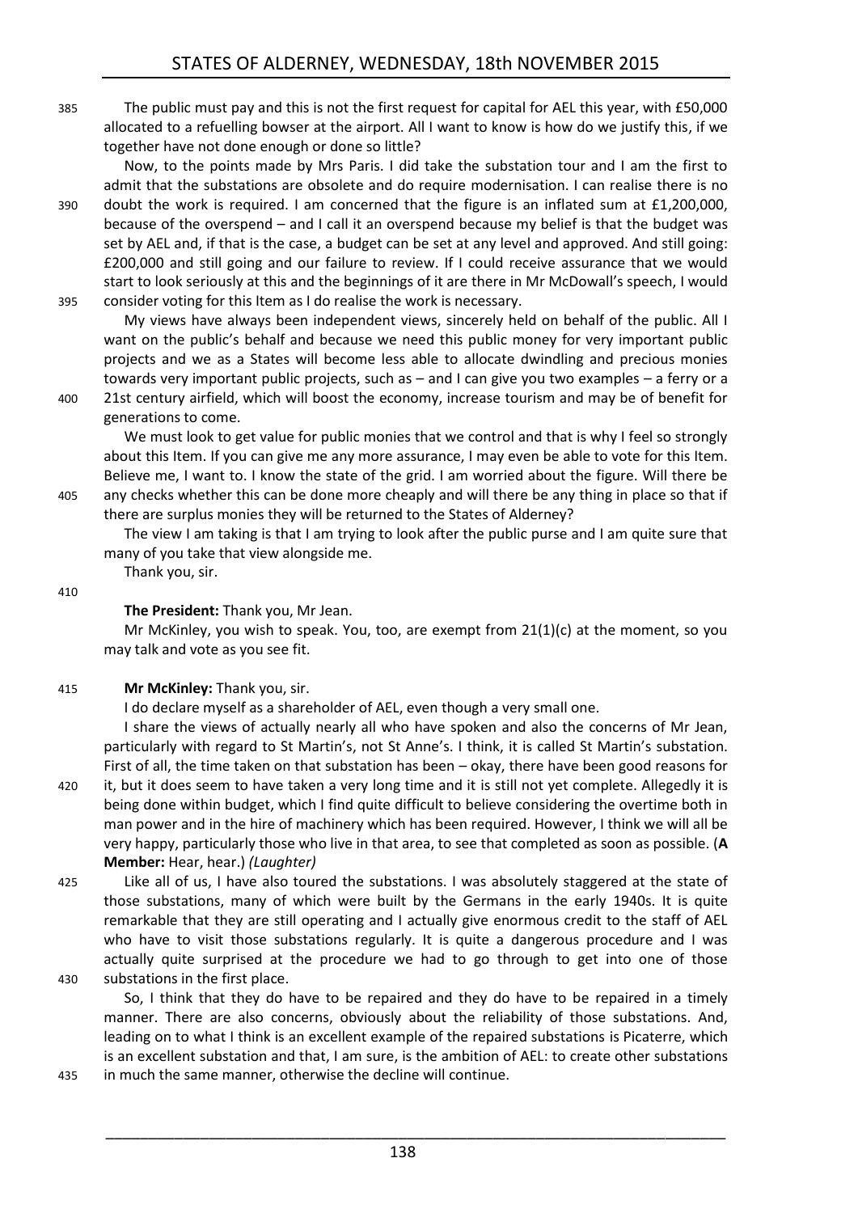The public must pay and this is not the first request for capital for AEL this year, with £50,000 allocated to a refuelling bowser at the airport. All I want to know is how do we justify this, if we together have not done enough or done so little?

Now, to the points made by Mrs Paris. I did take the substation tour and I am the first to admit that the substations are obsolete and do require modernisation. I can realise there is no doubt the work is required. I am concerned that the figure is an inflated sum at £1,200,000, because of the overspend – and I call it an overspend because my belief is that the budget was set by AEL and, if that is the case, a budget can be set at any level and approved. And still going: £200,000 and still going and our failure to review. If I could receive assurance that we would start to look seriously at this and the beginnings of it are there in Mr McDowall's speech, I would consider voting for this Item as I do realise the work is necessary.

My views have always been independent views, sincerely held on behalf of the public. All I want on the public's behalf and because we need this public money for very important public projects and we as a States will become less able to allocate dwindling and precious monies towards very important public projects, such as – and I can give you two examples – a ferry or a 21st century airfield, which will boost the economy, increase tourism and may be of benefit for generations to come.

We must look to get value for public monies that we control and that is why I feel so strongly about this Item. If you can give me any more assurance, I may even be able to vote for this Item. Believe me, I want to. I know the state of the grid. I am worried about the figure. Will there be any checks whether this can be done more cheaply and will there be any thing in place so that if there are surplus monies they will be returned to the States of Alderney?

The view I am taking is that I am trying to look after the public purse and I am quite sure that many of you take that view alongside me.

Thank you, sir.

**The President:** Thank you, Mr Jean.

Mr McKinley, you wish to speak. You, too, are exempt from 21(1)(c) at the moment, so you may talk and vote as you see fit.

**Mr McKinley:** Thank you, sir.

I do declare myself as a shareholder of AEL, even though a very small one.

I share the views of actually nearly all who have spoken and also the concerns of Mr Jean, particularly with regard to St Martin's, not St Anne's. I think, it is called St Martin's substation. First of all, the time taken on that substation has been – okay, there have been good reasons for it, but it does seem to have taken a very long time and it is still not yet complete. Allegedly it is being done within budget, which I find quite difficult to believe considering the overtime both in man power and in the hire of machinery which has been required. However, I think we will all be very happy, particularly those who live in that area, to see that completed as soon as possible. (**A Member:** Hear, hear.) *(Laughter)*

Like all of us, I have also toured the substations. I was absolutely staggered at the state of those substations, many of which were built by the Germans in the early 1940s. It is quite remarkable that they are still operating and I actually give enormous credit to the staff of AEL who have to visit those substations regularly. It is quite a dangerous procedure and I was actually quite surprised at the procedure we had to go through to get into one of those substations in the first place.

So, I think that they do have to be repaired and they do have to be repaired in a timely manner. There are also concerns, obviously about the reliability of those substations. And, leading on to what I think is an excellent example of the repaired substations is Picaterre, which is an excellent substation and that, I am sure, is the ambition of AEL: to create other substations in much the same manner, otherwise the decline will continue.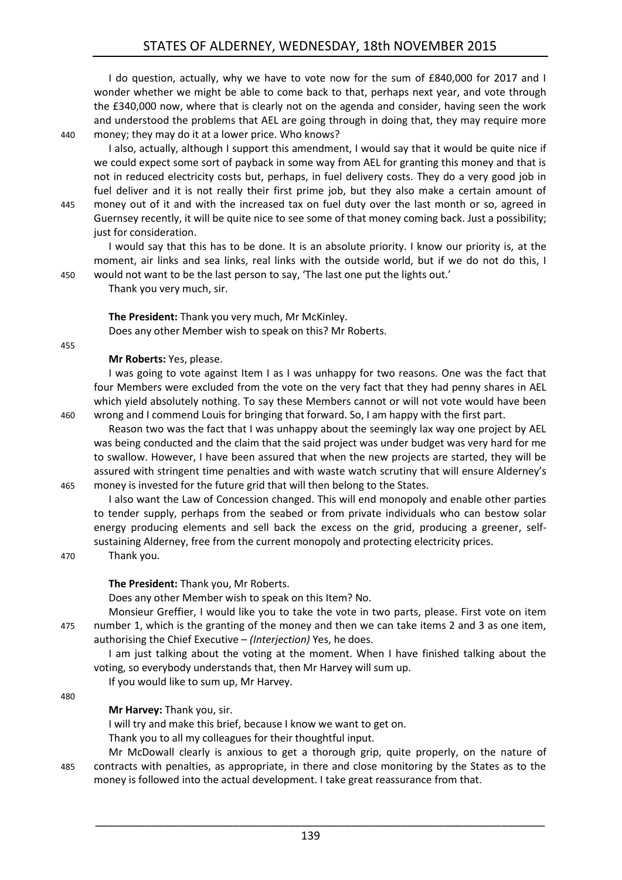I do question, actually, why we have to vote now for the sum of £840,000 for 2017 and I wonder whether we might be able to come back to that, perhaps next year, and vote through the £340,000 now, where that is clearly not on the agenda and consider, having seen the work and understood the problems that AEL are going through in doing that, they may require more money; they may do it at a lower price. Who knows?

I also, actually, although I support this amendment, I would say that it would be quite nice if we could expect some sort of payback in some way from AEL for granting this money and that is not in reduced electricity costs but, perhaps, in fuel delivery costs. They do a very good job in fuel deliver and it is not really their first prime job, but they also make a certain amount of money out of it and with the increased tax on fuel duty over the last month or so, agreed in Guernsey recently, it will be quite nice to see some of that money coming back. Just a possibility; just for consideration.

I would say that this has to be done. It is an absolute priority. I know our priority is, at the moment, air links and sea links, real links with the outside world, but if we do not do this, I would not want to be the last person to say, 'The last one put the lights out.'

Thank you very much, sir.

**The President:** Thank you very much, Mr McKinley.

Does any other Member wish to speak on this? Mr Roberts.

**Mr Roberts:** Yes, please.

I was going to vote against Item I as I was unhappy for two reasons. One was the fact that four Members were excluded from the vote on the very fact that they had penny shares in AEL which yield absolutely nothing. To say these Members cannot or will not vote would have been wrong and I commend Louis for bringing that forward. So, I am happy with the first part.

Reason two was the fact that I was unhappy about the seemingly lax way one project by AEL was being conducted and the claim that the said project was under budget was very hard for me to swallow. However, I have been assured that when the new projects are started, they will be assured with stringent time penalties and with waste watch scrutiny that will ensure Alderney's money is invested for the future grid that will then belong to the States.

I also want the Law of Concession changed. This will end monopoly and enable other parties to tender supply, perhaps from the seabed or from private individuals who can bestow solar energy producing elements and sell back the excess on the grid, producing a greener, self-sustaining Alderney, free from the current monopoly and protecting electricity prices.

Thank you.

**The President:** Thank you, Mr Roberts.

Does any other Member wish to speak on this Item? No.

Monsieur Greffier, I would like you to take the vote in two parts, please. First vote on item number 1, which is the granting of the money and then we can take items 2 and 3 as one item, authorising the Chief Executive – *(Interjection)* Yes, he does.

I am just talking about the voting at the moment. When I have finished talking about the voting, so everybody understands that, then Mr Harvey will sum up.

If you would like to sum up, Mr Harvey.

**Mr Harvey:** Thank you, sir.

I will try and make this brief, because I know we want to get on.

Thank you to all my colleagues for their thoughtful input.

Mr McDowall clearly is anxious to get a thorough grip, quite properly, on the nature of contracts with penalties, as appropriate, in there and close monitoring by the States as to the money is followed into the actual development. I take great reassurance from that.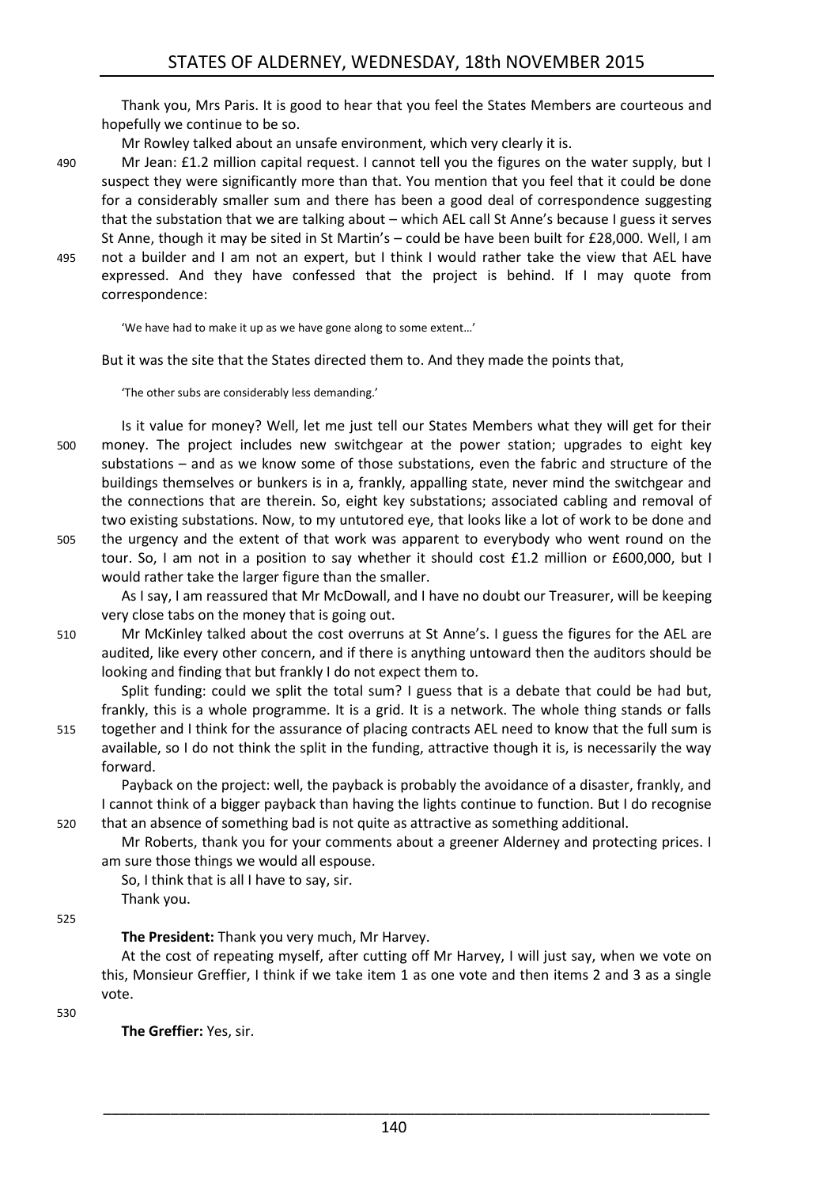Thank you, Mrs Paris. It is good to hear that you feel the States Members are courteous and hopefully we continue to be so.

Mr Rowley talked about an unsafe environment, which very clearly it is.

Mr Jean: £1.2 million capital request. I cannot tell you the figures on the water supply, but I suspect they were significantly more than that. You mention that you feel that it could be done for a considerably smaller sum and there has been a good deal of correspondence suggesting that the substation that we are talking about – which AEL call St Anne's because I guess it serves St Anne, though it may be sited in St Martin's – could be have been built for £28,000. Well, I am not a builder and I am not an expert, but I think I would rather take the view that AEL have expressed. And they have confessed that the project is behind. If I may quote from correspondence:

> 'We have had to make it up as we have gone along to some extent…'

But it was the site that the States directed them to. And they made the points that,

> 'The other subs are considerably less demanding.'

Is it value for money? Well, let me just tell our States Members what they will get for their money. The project includes new switchgear at the power station; upgrades to eight key substations – and as we know some of those substations, even the fabric and structure of the buildings themselves or bunkers is in a, frankly, appalling state, never mind the switchgear and the connections that are therein. So, eight key substations; associated cabling and removal of two existing substations. Now, to my untutored eye, that looks like a lot of work to be done and the urgency and the extent of that work was apparent to everybody who went round on the tour. So, I am not in a position to say whether it should cost £1.2 million or £600,000, but I would rather take the larger figure than the smaller.

As I say, I am reassured that Mr McDowall, and I have no doubt our Treasurer, will be keeping very close tabs on the money that is going out.

Mr McKinley talked about the cost overruns at St Anne's. I guess the figures for the AEL are audited, like every other concern, and if there is anything untoward then the auditors should be looking and finding that but frankly I do not expect them to.

Split funding: could we split the total sum? I guess that is a debate that could be had but, frankly, this is a whole programme. It is a grid. It is a network. The whole thing stands or falls together and I think for the assurance of placing contracts AEL need to know that the full sum is available, so I do not think the split in the funding, attractive though it is, is necessarily the way forward.

Payback on the project: well, the payback is probably the avoidance of a disaster, frankly, and I cannot think of a bigger payback than having the lights continue to function. But I do recognise that an absence of something bad is not quite as attractive as something additional.

Mr Roberts, thank you for your comments about a greener Alderney and protecting prices. I am sure those things we would all espouse.

So, I think that is all I have to say, sir.

Thank you.

**The President:** Thank you very much, Mr Harvey.

At the cost of repeating myself, after cutting off Mr Harvey, I will just say, when we vote on this, Monsieur Greffier, I think if we take item 1 as one vote and then items 2 and 3 as a single vote.

**The Greffier:** Yes, sir.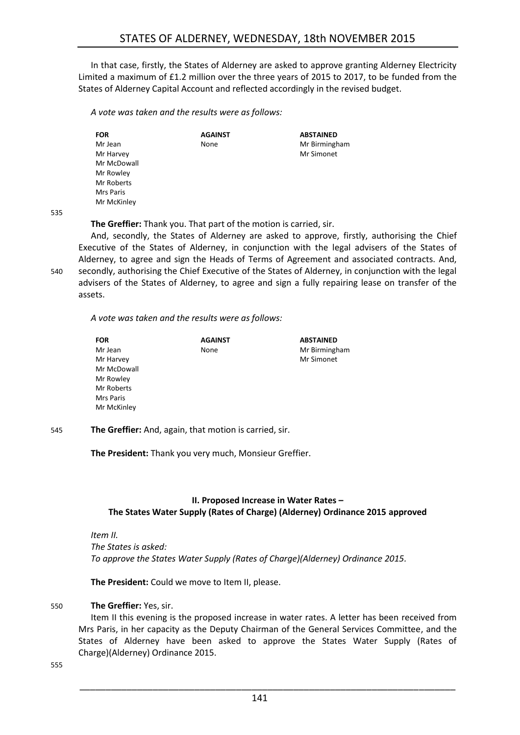In that case, firstly, the States of Alderney are asked to approve granting Alderney Electricity Limited a maximum of £1.2 million over the three years of 2015 to 2017, to be funded from the States of Alderney Capital Account and reflected accordingly in the revised budget.

*A vote was taken and the results were as follows:*

| FOR | AGAINST | ABSTAINED |
|---|---|---|
| Mr Jean | None | Mr Birmingham |
| Mr Harvey | | Mr Simonet |
| Mr McDowall | | |
| Mr Rowley | | |
| Mr Roberts | | |
| Mrs Paris | | |
| Mr McKinley | | |

**The Greffier:** Thank you. That part of the motion is carried, sir.

And, secondly, the States of Alderney are asked to approve, firstly, authorising the Chief Executive of the States of Alderney, in conjunction with the legal advisers of the States of Alderney, to agree and sign the Heads of Terms of Agreement and associated contracts. And, secondly, authorising the Chief Executive of the States of Alderney, in conjunction with the legal advisers of the States of Alderney, to agree and sign a fully repairing lease on transfer of the assets.

*A vote was taken and the results were as follows:*

| FOR | AGAINST | ABSTAINED |
|---|---|---|
| Mr Jean | None | Mr Birmingham |
| Mr Harvey | | Mr Simonet |
| Mr McDowall | | |
| Mr Rowley | | |
| Mr Roberts | | |
| Mrs Paris | | |
| Mr McKinley | | |

**The Greffier:** And, again, that motion is carried, sir.

**The President:** Thank you very much, Monsieur Greffier.

### II. Proposed Increase in Water Rates – The States Water Supply (Rates of Charge) (Alderney) Ordinance 2015 approved

*Item II.*
*The States is asked:*
*To approve the States Water Supply (Rates of Charge)(Alderney) Ordinance 2015.*

**The President:** Could we move to Item II, please.

**The Greffier:** Yes, sir.

Item II this evening is the proposed increase in water rates. A letter has been received from Mrs Paris, in her capacity as the Deputy Chairman of the General Services Committee, and the States of Alderney have been asked to approve the States Water Supply (Rates of Charge)(Alderney) Ordinance 2015.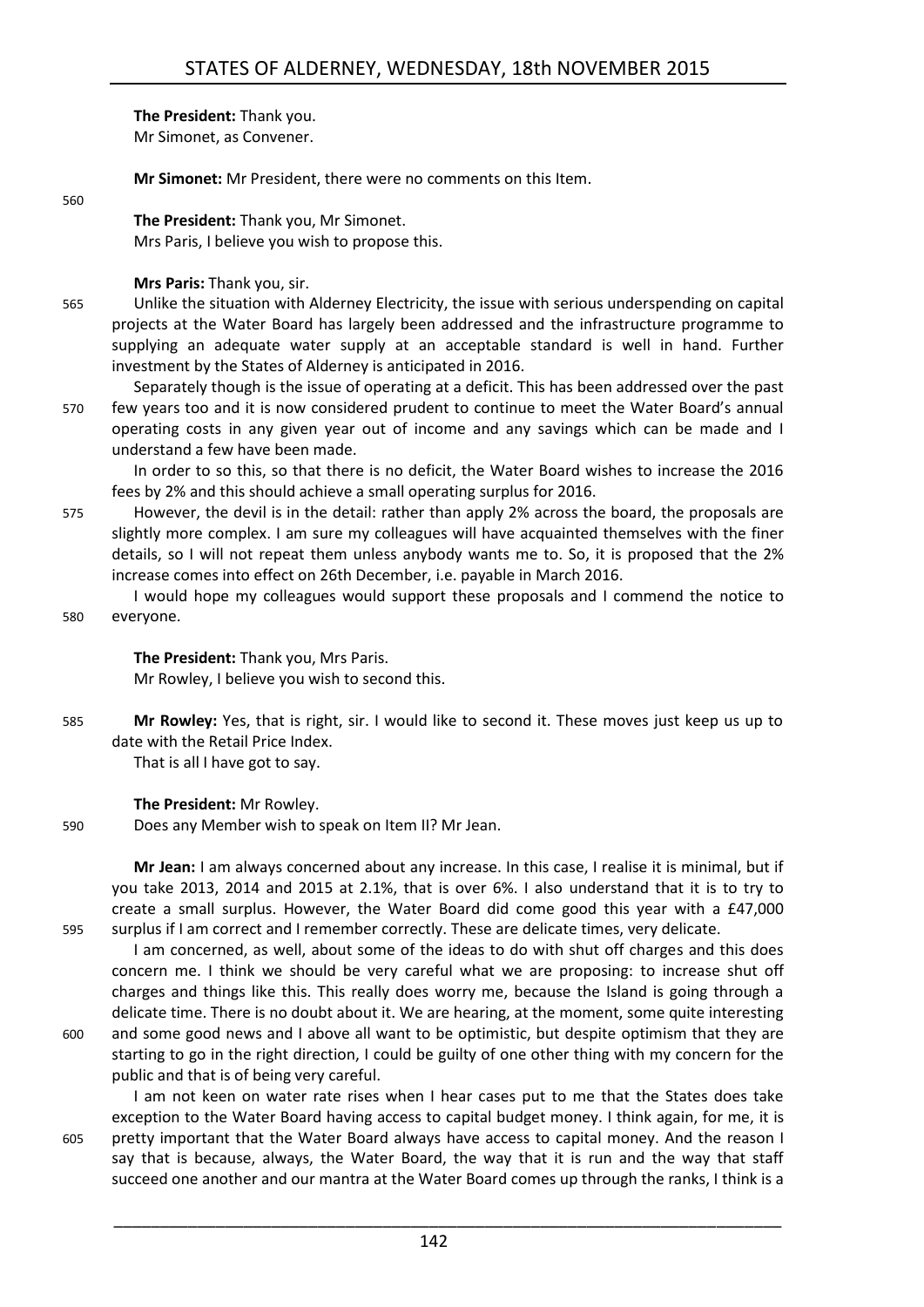**The President:** Thank you.
Mr Simonet, as Convener.

**Mr Simonet:** Mr President, there were no comments on this Item.

**The President:** Thank you, Mr Simonet.
Mrs Paris, I believe you wish to propose this.

**Mrs Paris:** Thank you, sir.

Unlike the situation with Alderney Electricity, the issue with serious underspending on capital projects at the Water Board has largely been addressed and the infrastructure programme to supplying an adequate water supply at an acceptable standard is well in hand. Further investment by the States of Alderney is anticipated in 2016.

Separately though is the issue of operating at a deficit. This has been addressed over the past few years too and it is now considered prudent to continue to meet the Water Board's annual operating costs in any given year out of income and any savings which can be made and I understand a few have been made.

In order to so this, so that there is no deficit, the Water Board wishes to increase the 2016 fees by 2% and this should achieve a small operating surplus for 2016.

However, the devil is in the detail: rather than apply 2% across the board, the proposals are slightly more complex. I am sure my colleagues will have acquainted themselves with the finer details, so I will not repeat them unless anybody wants me to. So, it is proposed that the 2% increase comes into effect on 26th December, i.e. payable in March 2016.

I would hope my colleagues would support these proposals and I commend the notice to everyone.

**The President:** Thank you, Mrs Paris.
Mr Rowley, I believe you wish to second this.

**Mr Rowley:** Yes, that is right, sir. I would like to second it. These moves just keep us up to date with the Retail Price Index.

That is all I have got to say.

**The President:** Mr Rowley.
Does any Member wish to speak on Item II? Mr Jean.

**Mr Jean:** I am always concerned about any increase. In this case, I realise it is minimal, but if you take 2013, 2014 and 2015 at 2.1%, that is over 6%. I also understand that it is to try to create a small surplus. However, the Water Board did come good this year with a £47,000 surplus if I am correct and I remember correctly. These are delicate times, very delicate.

I am concerned, as well, about some of the ideas to do with shut off charges and this does concern me. I think we should be very careful what we are proposing: to increase shut off charges and things like this. This really does worry me, because the Island is going through a delicate time. There is no doubt about it. We are hearing, at the moment, some quite interesting and some good news and I above all want to be optimistic, but despite optimism that they are starting to go in the right direction, I could be guilty of one other thing with my concern for the public and that is of being very careful.

I am not keen on water rate rises when I hear cases put to me that the States does take exception to the Water Board having access to capital budget money. I think again, for me, it is pretty important that the Water Board always have access to capital money. And the reason I say that is because, always, the Water Board, the way that it is run and the way that staff succeed one another and our mantra at the Water Board comes up through the ranks, I think is a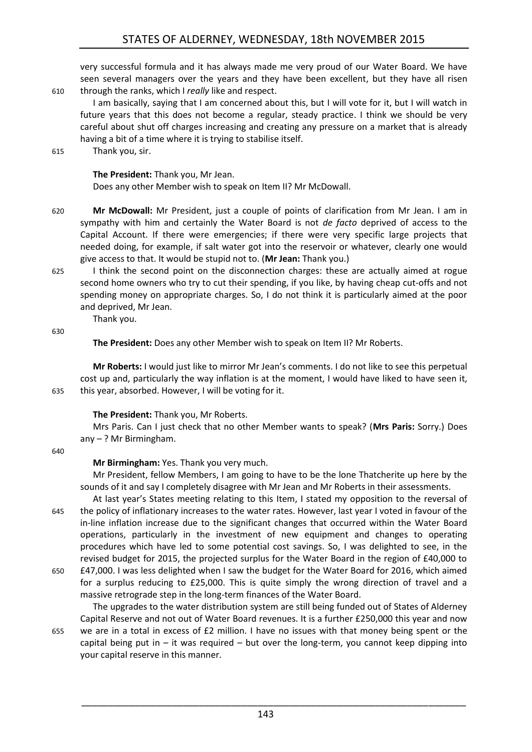very successful formula and it has always made me very proud of our Water Board. We have seen several managers over the years and they have been excellent, but they have all risen through the ranks, which I *really* like and respect.

I am basically, saying that I am concerned about this, but I will vote for it, but I will watch in future years that this does not become a regular, steady practice. I think we should be very careful about shut off charges increasing and creating any pressure on a market that is already having a bit of a time where it is trying to stabilise itself.

Thank you, sir.

**The President:** Thank you, Mr Jean.

Does any other Member wish to speak on Item II? Mr McDowall.

**Mr McDowall:** Mr President, just a couple of points of clarification from Mr Jean. I am in sympathy with him and certainly the Water Board is not *de facto* deprived of access to the Capital Account. If there were emergencies; if there were very specific large projects that needed doing, for example, if salt water got into the reservoir or whatever, clearly one would give access to that. It would be stupid not to. (**Mr Jean:** Thank you.)

I think the second point on the disconnection charges: these are actually aimed at rogue second home owners who try to cut their spending, if you like, by having cheap cut-offs and not spending money on appropriate charges. So, I do not think it is particularly aimed at the poor and deprived, Mr Jean.

Thank you.

**The President:** Does any other Member wish to speak on Item II? Mr Roberts.

**Mr Roberts:** I would just like to mirror Mr Jean's comments. I do not like to see this perpetual cost up and, particularly the way inflation is at the moment, I would have liked to have seen it, this year, absorbed. However, I will be voting for it.

**The President:** Thank you, Mr Roberts.

Mrs Paris. Can I just check that no other Member wants to speak? (**Mrs Paris:** Sorry.) Does any – ? Mr Birmingham.

**Mr Birmingham:** Yes. Thank you very much.

Mr President, fellow Members, I am going to have to be the lone Thatcherite up here by the sounds of it and say I completely disagree with Mr Jean and Mr Roberts in their assessments.

At last year's States meeting relating to this Item, I stated my opposition to the reversal of the policy of inflationary increases to the water rates. However, last year I voted in favour of the in-line inflation increase due to the significant changes that occurred within the Water Board operations, particularly in the investment of new equipment and changes to operating procedures which have led to some potential cost savings. So, I was delighted to see, in the revised budget for 2015, the projected surplus for the Water Board in the region of £40,000 to £47,000. I was less delighted when I saw the budget for the Water Board for 2016, which aimed for a surplus reducing to £25,000. This is quite simply the wrong direction of travel and a massive retrograde step in the long-term finances of the Water Board.

The upgrades to the water distribution system are still being funded out of States of Alderney Capital Reserve and not out of Water Board revenues. It is a further £250,000 this year and now we are in a total in excess of £2 million. I have no issues with that money being spent or the capital being put in – it was required – but over the long-term, you cannot keep dipping into your capital reserve in this manner.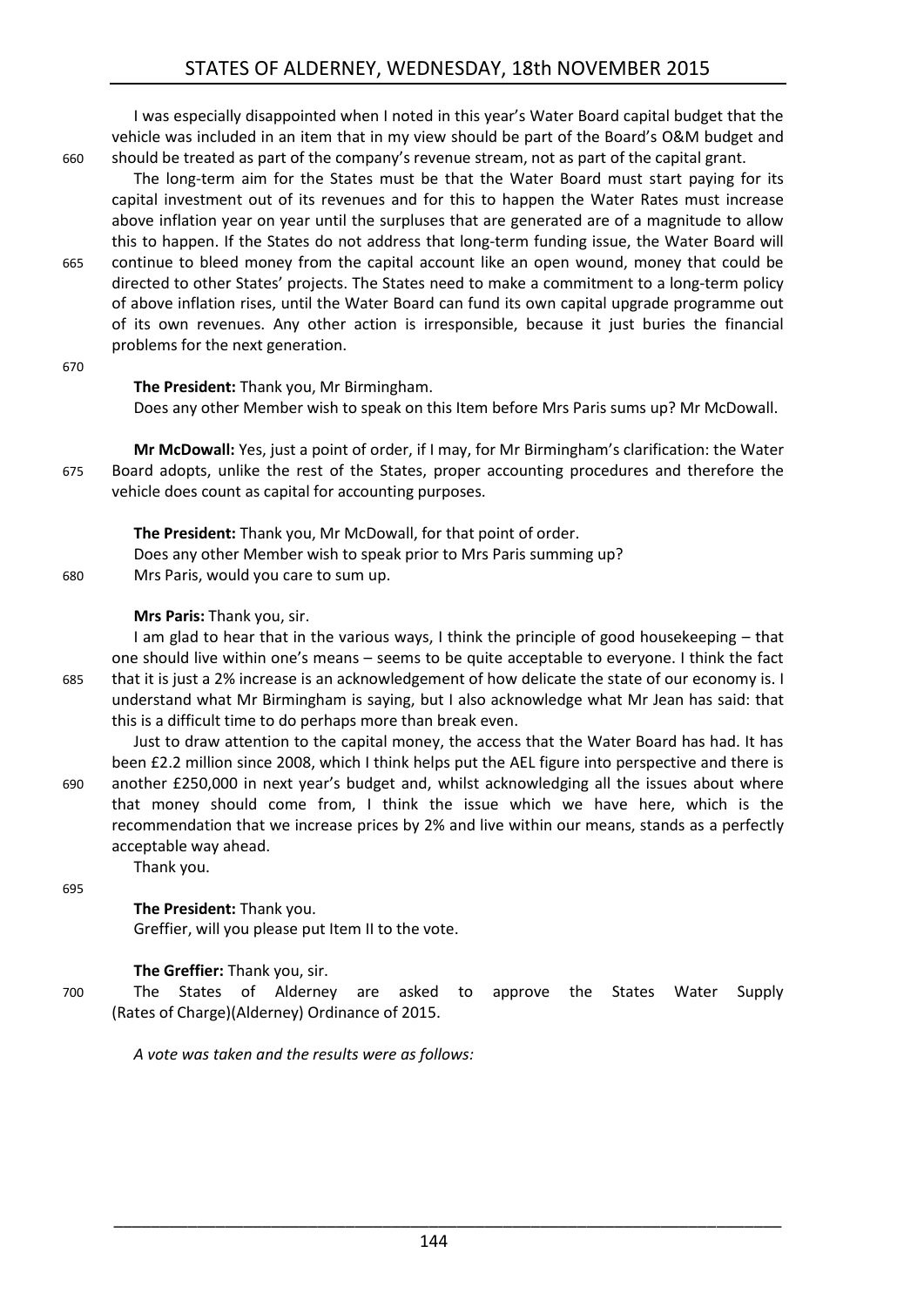I was especially disappointed when I noted in this year's Water Board capital budget that the vehicle was included in an item that in my view should be part of the Board's O&M budget and should be treated as part of the company's revenue stream, not as part of the capital grant.

The long-term aim for the States must be that the Water Board must start paying for its capital investment out of its revenues and for this to happen the Water Rates must increase above inflation year on year until the surpluses that are generated are of a magnitude to allow this to happen. If the States do not address that long-term funding issue, the Water Board will continue to bleed money from the capital account like an open wound, money that could be directed to other States' projects. The States need to make a commitment to a long-term policy of above inflation rises, until the Water Board can fund its own capital upgrade programme out of its own revenues. Any other action is irresponsible, because it just buries the financial problems for the next generation.

**The President:** Thank you, Mr Birmingham.

Does any other Member wish to speak on this Item before Mrs Paris sums up? Mr McDowall.

**Mr McDowall:** Yes, just a point of order, if I may, for Mr Birmingham's clarification: the Water Board adopts, unlike the rest of the States, proper accounting procedures and therefore the vehicle does count as capital for accounting purposes.

**The President:** Thank you, Mr McDowall, for that point of order.

Does any other Member wish to speak prior to Mrs Paris summing up?

Mrs Paris, would you care to sum up.

**Mrs Paris:** Thank you, sir.

I am glad to hear that in the various ways, I think the principle of good housekeeping – that one should live within one's means – seems to be quite acceptable to everyone. I think the fact that it is just a 2% increase is an acknowledgement of how delicate the state of our economy is. I understand what Mr Birmingham is saying, but I also acknowledge what Mr Jean has said: that this is a difficult time to do perhaps more than break even.

Just to draw attention to the capital money, the access that the Water Board has had. It has been £2.2 million since 2008, which I think helps put the AEL figure into perspective and there is another £250,000 in next year's budget and, whilst acknowledging all the issues about where that money should come from, I think the issue which we have here, which is the recommendation that we increase prices by 2% and live within our means, stands as a perfectly acceptable way ahead.

Thank you.

**The President:** Thank you.

Greffier, will you please put Item II to the vote.

**The Greffier:** Thank you, sir.

The States of Alderney are asked to approve the States Water Supply (Rates of Charge)(Alderney) Ordinance of 2015.

*A vote was taken and the results were as follows:*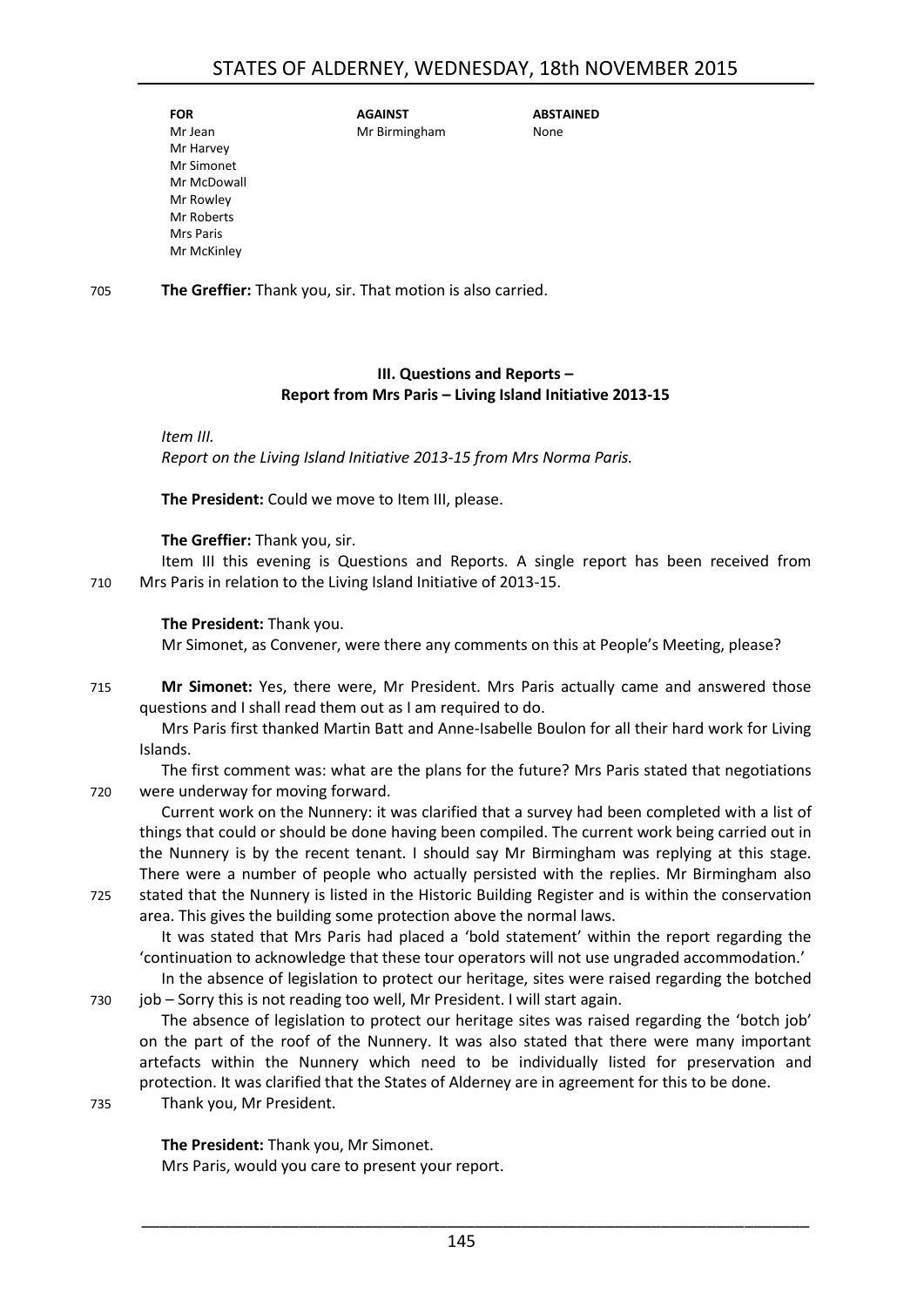| FOR | AGAINST | ABSTAINED |
|---|---|---|
| Mr Jean | Mr Birmingham | None |
| Mr Harvey | | |
| Mr Simonet | | |
| Mr McDowall | | |
| Mr Rowley | | |
| Mr Roberts | | |
| Mrs Paris | | |
| Mr McKinley | | |

705 **The Greffier:** Thank you, sir. That motion is also carried.

### III. Questions and Reports – Report from Mrs Paris – Living Island Initiative 2013-15

*Item III.*
*Report on the Living Island Initiative 2013-15 from Mrs Norma Paris.*

**The President:** Could we move to Item III, please.

**The Greffier:** Thank you, sir.

Item III this evening is Questions and Reports. A single report has been received from 710 Mrs Paris in relation to the Living Island Initiative of 2013-15.

**The President:** Thank you.

Mr Simonet, as Convener, were there any comments on this at People's Meeting, please?

715 **Mr Simonet:** Yes, there were, Mr President. Mrs Paris actually came and answered those questions and I shall read them out as I am required to do.

Mrs Paris first thanked Martin Batt and Anne-Isabelle Boulon for all their hard work for Living Islands.

The first comment was: what are the plans for the future? Mrs Paris stated that negotiations 720 were underway for moving forward.

Current work on the Nunnery: it was clarified that a survey had been completed with a list of things that could or should be done having been compiled. The current work being carried out in the Nunnery is by the recent tenant. I should say Mr Birmingham was replying at this stage. There were a number of people who actually persisted with the replies. Mr Birmingham also 725 stated that the Nunnery is listed in the Historic Building Register and is within the conservation area. This gives the building some protection above the normal laws.

It was stated that Mrs Paris had placed a 'bold statement' within the report regarding the 'continuation to acknowledge that these tour operators will not use ungraded accommodation.'

In the absence of legislation to protect our heritage, sites were raised regarding the botched 730 job – Sorry this is not reading too well, Mr President. I will start again.

The absence of legislation to protect our heritage sites was raised regarding the 'botch job' on the part of the roof of the Nunnery. It was also stated that there were many important artefacts within the Nunnery which need to be individually listed for preservation and protection. It was clarified that the States of Alderney are in agreement for this to be done.
735 Thank you, Mr President.

**The President:** Thank you, Mr Simonet.

Mrs Paris, would you care to present your report.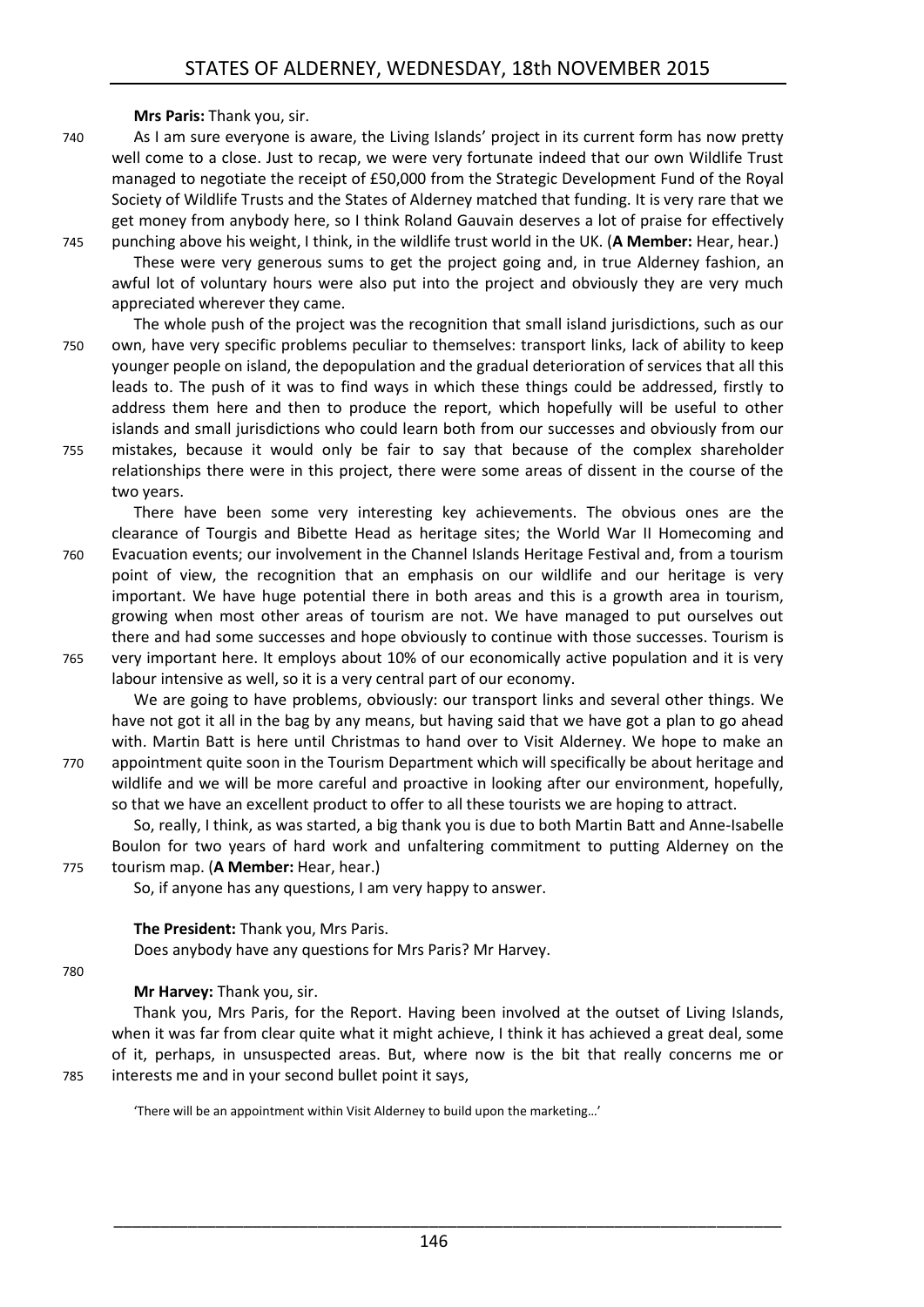**Mrs Paris:** Thank you, sir.

As I am sure everyone is aware, the Living Islands' project in its current form has now pretty well come to a close. Just to recap, we were very fortunate indeed that our own Wildlife Trust managed to negotiate the receipt of £50,000 from the Strategic Development Fund of the Royal Society of Wildlife Trusts and the States of Alderney matched that funding. It is very rare that we get money from anybody here, so I think Roland Gauvain deserves a lot of praise for effectively punching above his weight, I think, in the wildlife trust world in the UK. (**A Member:** Hear, hear.)

These were very generous sums to get the project going and, in true Alderney fashion, an awful lot of voluntary hours were also put into the project and obviously they are very much appreciated wherever they came.

The whole push of the project was the recognition that small island jurisdictions, such as our own, have very specific problems peculiar to themselves: transport links, lack of ability to keep younger people on island, the depopulation and the gradual deterioration of services that all this leads to. The push of it was to find ways in which these things could be addressed, firstly to address them here and then to produce the report, which hopefully will be useful to other islands and small jurisdictions who could learn both from our successes and obviously from our mistakes, because it would only be fair to say that because of the complex shareholder relationships there were in this project, there were some areas of dissent in the course of the two years.

There have been some very interesting key achievements. The obvious ones are the clearance of Tourgis and Bibette Head as heritage sites; the World War II Homecoming and Evacuation events; our involvement in the Channel Islands Heritage Festival and, from a tourism point of view, the recognition that an emphasis on our wildlife and our heritage is very important. We have huge potential there in both areas and this is a growth area in tourism, growing when most other areas of tourism are not. We have managed to put ourselves out there and had some successes and hope obviously to continue with those successes. Tourism is very important here. It employs about 10% of our economically active population and it is very labour intensive as well, so it is a very central part of our economy.

We are going to have problems, obviously: our transport links and several other things. We have not got it all in the bag by any means, but having said that we have got a plan to go ahead with. Martin Batt is here until Christmas to hand over to Visit Alderney. We hope to make an appointment quite soon in the Tourism Department which will specifically be about heritage and wildlife and we will be more careful and proactive in looking after our environment, hopefully, so that we have an excellent product to offer to all these tourists we are hoping to attract.

So, really, I think, as was started, a big thank you is due to both Martin Batt and Anne-Isabelle Boulon for two years of hard work and unfaltering commitment to putting Alderney on the tourism map. (**A Member:** Hear, hear.)

So, if anyone has any questions, I am very happy to answer.

**The President:** Thank you, Mrs Paris.

Does anybody have any questions for Mrs Paris? Mr Harvey.

**Mr Harvey:** Thank you, sir.

Thank you, Mrs Paris, for the Report. Having been involved at the outset of Living Islands, when it was far from clear quite what it might achieve, I think it has achieved a great deal, some of it, perhaps, in unsuspected areas. But, where now is the bit that really concerns me or interests me and in your second bullet point it says,

> 'There will be an appointment within Visit Alderney to build upon the marketing…'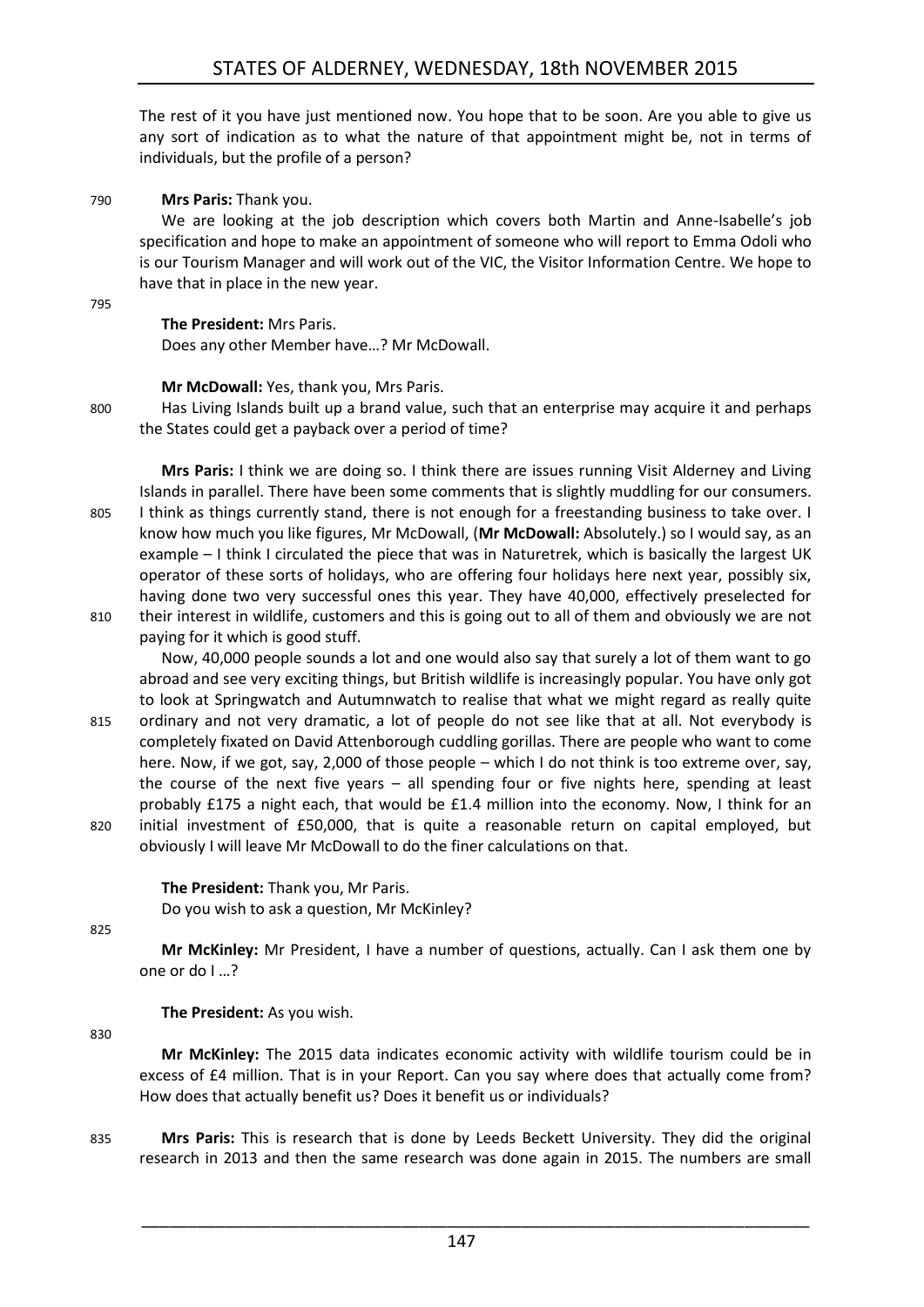The rest of it you have just mentioned now. You hope that to be soon. Are you able to give us any sort of indication as to what the nature of that appointment might be, not in terms of individuals, but the profile of a person?

790 **Mrs Paris:** Thank you.

We are looking at the job description which covers both Martin and Anne-Isabelle's job specification and hope to make an appointment of someone who will report to Emma Odoli who is our Tourism Manager and will work out of the VIC, the Visitor Information Centre. We hope to have that in place in the new year.

795

**The President:** Mrs Paris.

Does any other Member have…? Mr McDowall.

**Mr McDowall:** Yes, thank you, Mrs Paris.

800 Has Living Islands built up a brand value, such that an enterprise may acquire it and perhaps the States could get a payback over a period of time?

**Mrs Paris:** I think we are doing so. I think there are issues running Visit Alderney and Living Islands in parallel. There have been some comments that is slightly muddling for our consumers.

805 I think as things currently stand, there is not enough for a freestanding business to take over. I know how much you like figures, Mr McDowall, (**Mr McDowall:** Absolutely.) so I would say, as an example – I think I circulated the piece that was in Naturetrek, which is basically the largest UK operator of these sorts of holidays, who are offering four holidays here next year, possibly six, having done two very successful ones this year. They have 40,000, effectively preselected for

810 their interest in wildlife, customers and this is going out to all of them and obviously we are not paying for it which is good stuff.

Now, 40,000 people sounds a lot and one would also say that surely a lot of them want to go abroad and see very exciting things, but British wildlife is increasingly popular. You have only got to look at Springwatch and Autumnwatch to realise that what we might regard as really quite

815 ordinary and not very dramatic, a lot of people do not see like that at all. Not everybody is completely fixated on David Attenborough cuddling gorillas. There are people who want to come here. Now, if we got, say, 2,000 of those people – which I do not think is too extreme over, say, the course of the next five years – all spending four or five nights here, spending at least probably £175 a night each, that would be £1.4 million into the economy. Now, I think for an

820 initial investment of £50,000, that is quite a reasonable return on capital employed, but obviously I will leave Mr McDowall to do the finer calculations on that.

**The President:** Thank you, Mr Paris.

Do you wish to ask a question, Mr McKinley?

825

**Mr McKinley:** Mr President, I have a number of questions, actually. Can I ask them one by one or do I …?

**The President:** As you wish.

830

**Mr McKinley:** The 2015 data indicates economic activity with wildlife tourism could be in excess of £4 million. That is in your Report. Can you say where does that actually come from? How does that actually benefit us? Does it benefit us or individuals?

835 **Mrs Paris:** This is research that is done by Leeds Beckett University. They did the original research in 2013 and then the same research was done again in 2015. The numbers are small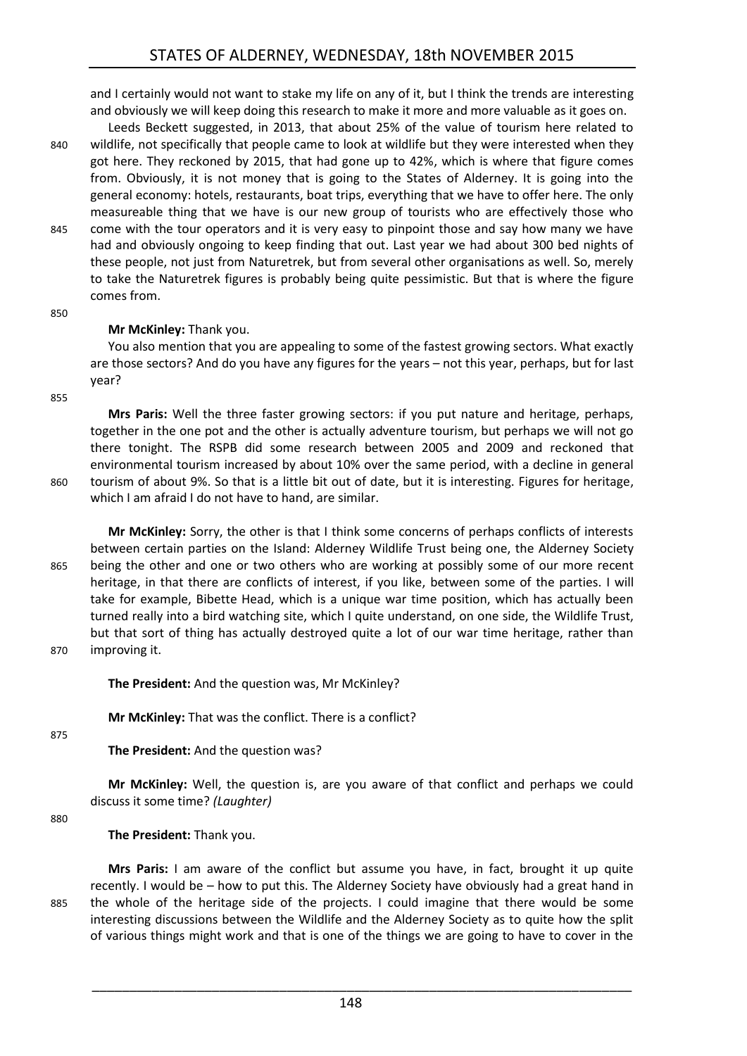and I certainly would not want to stake my life on any of it, but I think the trends are interesting and obviously we will keep doing this research to make it more and more valuable as it goes on.

Leeds Beckett suggested, in 2013, that about 25% of the value of tourism here related to wildlife, not specifically that people came to look at wildlife but they were interested when they got here. They reckoned by 2015, that had gone up to 42%, which is where that figure comes from. Obviously, it is not money that is going to the States of Alderney. It is going into the general economy: hotels, restaurants, boat trips, everything that we have to offer here. The only measureable thing that we have is our new group of tourists who are effectively those who come with the tour operators and it is very easy to pinpoint those and say how many we have had and obviously ongoing to keep finding that out. Last year we had about 300 bed nights of these people, not just from Naturetrek, but from several other organisations as well. So, merely to take the Naturetrek figures is probably being quite pessimistic. But that is where the figure comes from.

**Mr McKinley:** Thank you.

You also mention that you are appealing to some of the fastest growing sectors. What exactly are those sectors? And do you have any figures for the years – not this year, perhaps, but for last year?

**Mrs Paris:** Well the three faster growing sectors: if you put nature and heritage, perhaps, together in the one pot and the other is actually adventure tourism, but perhaps we will not go there tonight. The RSPB did some research between 2005 and 2009 and reckoned that environmental tourism increased by about 10% over the same period, with a decline in general tourism of about 9%. So that is a little bit out of date, but it is interesting. Figures for heritage, which I am afraid I do not have to hand, are similar.

**Mr McKinley:** Sorry, the other is that I think some concerns of perhaps conflicts of interests between certain parties on the Island: Alderney Wildlife Trust being one, the Alderney Society being the other and one or two others who are working at possibly some of our more recent heritage, in that there are conflicts of interest, if you like, between some of the parties. I will take for example, Bibette Head, which is a unique war time position, which has actually been turned really into a bird watching site, which I quite understand, on one side, the Wildlife Trust, but that sort of thing has actually destroyed quite a lot of our war time heritage, rather than improving it.

**The President:** And the question was, Mr McKinley?

**Mr McKinley:** That was the conflict. There is a conflict?

**The President:** And the question was?

**Mr McKinley:** Well, the question is, are you aware of that conflict and perhaps we could discuss it some time? *(Laughter)*

**The President:** Thank you.

**Mrs Paris:** I am aware of the conflict but assume you have, in fact, brought it up quite recently. I would be – how to put this. The Alderney Society have obviously had a great hand in the whole of the heritage side of the projects. I could imagine that there would be some interesting discussions between the Wildlife and the Alderney Society as to quite how the split of various things might work and that is one of the things we are going to have to cover in the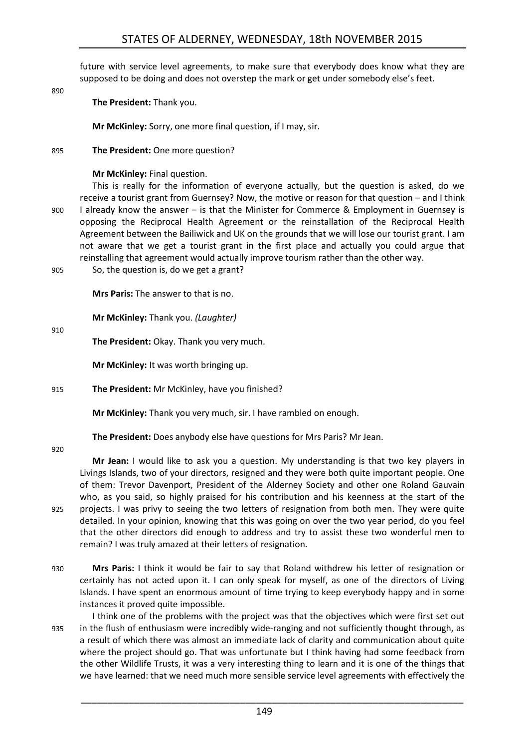future with service level agreements, to make sure that everybody does know what they are supposed to be doing and does not overstep the mark or get under somebody else's feet.

**The President:** Thank you.

**Mr McKinley:** Sorry, one more final question, if I may, sir.

**The President:** One more question?

**Mr McKinley:** Final question.

This is really for the information of everyone actually, but the question is asked, do we receive a tourist grant from Guernsey? Now, the motive or reason for that question – and I think I already know the answer – is that the Minister for Commerce & Employment in Guernsey is opposing the Reciprocal Health Agreement or the reinstallation of the Reciprocal Health Agreement between the Bailiwick and UK on the grounds that we will lose our tourist grant. I am not aware that we get a tourist grant in the first place and actually you could argue that reinstalling that agreement would actually improve tourism rather than the other way.

So, the question is, do we get a grant?

**Mrs Paris:** The answer to that is no.

**Mr McKinley:** Thank you. *(Laughter)*

**The President:** Okay. Thank you very much.

**Mr McKinley:** It was worth bringing up.

**The President:** Mr McKinley, have you finished?

**Mr McKinley:** Thank you very much, sir. I have rambled on enough.

**The President:** Does anybody else have questions for Mrs Paris? Mr Jean.

**Mr Jean:** I would like to ask you a question. My understanding is that two key players in Livings Islands, two of your directors, resigned and they were both quite important people. One of them: Trevor Davenport, President of the Alderney Society and other one Roland Gauvain who, as you said, so highly praised for his contribution and his keenness at the start of the projects. I was privy to seeing the two letters of resignation from both men. They were quite detailed. In your opinion, knowing that this was going on over the two year period, do you feel that the other directors did enough to address and try to assist these two wonderful men to remain? I was truly amazed at their letters of resignation.

**Mrs Paris:** I think it would be fair to say that Roland withdrew his letter of resignation or certainly has not acted upon it. I can only speak for myself, as one of the directors of Living Islands. I have spent an enormous amount of time trying to keep everybody happy and in some instances it proved quite impossible.

I think one of the problems with the project was that the objectives which were first set out in the flush of enthusiasm were incredibly wide-ranging and not sufficiently thought through, as a result of which there was almost an immediate lack of clarity and communication about quite where the project should go. That was unfortunate but I think having had some feedback from the other Wildlife Trusts, it was a very interesting thing to learn and it is one of the things that we have learned: that we need much more sensible service level agreements with effectively the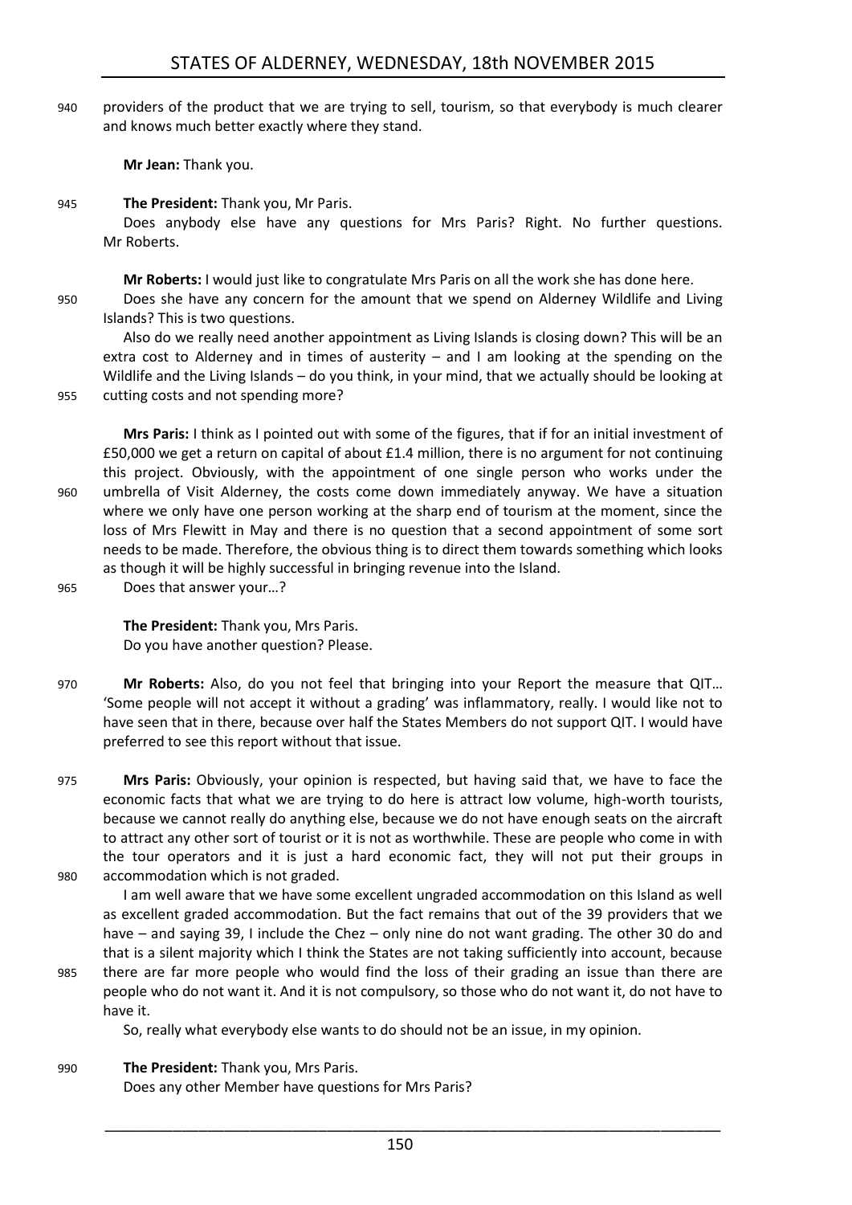providers of the product that we are trying to sell, tourism, so that everybody is much clearer and knows much better exactly where they stand.

**Mr Jean:** Thank you.

**The President:** Thank you, Mr Paris.

Does anybody else have any questions for Mrs Paris? Right. No further questions. Mr Roberts.

**Mr Roberts:** I would just like to congratulate Mrs Paris on all the work she has done here.

Does she have any concern for the amount that we spend on Alderney Wildlife and Living Islands? This is two questions.

Also do we really need another appointment as Living Islands is closing down? This will be an extra cost to Alderney and in times of austerity – and I am looking at the spending on the Wildlife and the Living Islands – do you think, in your mind, that we actually should be looking at cutting costs and not spending more?

**Mrs Paris:** I think as I pointed out with some of the figures, that if for an initial investment of £50,000 we get a return on capital of about £1.4 million, there is no argument for not continuing this project. Obviously, with the appointment of one single person who works under the umbrella of Visit Alderney, the costs come down immediately anyway. We have a situation where we only have one person working at the sharp end of tourism at the moment, since the loss of Mrs Flewitt in May and there is no question that a second appointment of some sort needs to be made. Therefore, the obvious thing is to direct them towards something which looks as though it will be highly successful in bringing revenue into the Island.

Does that answer your…?

**The President:** Thank you, Mrs Paris.

Do you have another question? Please.

**Mr Roberts:** Also, do you not feel that bringing into your Report the measure that QIT… 'Some people will not accept it without a grading' was inflammatory, really. I would like not to have seen that in there, because over half the States Members do not support QIT. I would have preferred to see this report without that issue.

**Mrs Paris:** Obviously, your opinion is respected, but having said that, we have to face the economic facts that what we are trying to do here is attract low volume, high-worth tourists, because we cannot really do anything else, because we do not have enough seats on the aircraft to attract any other sort of tourist or it is not as worthwhile. These are people who come in with the tour operators and it is just a hard economic fact, they will not put their groups in accommodation which is not graded.

I am well aware that we have some excellent ungraded accommodation on this Island as well as excellent graded accommodation. But the fact remains that out of the 39 providers that we have – and saying 39, I include the Chez – only nine do not want grading. The other 30 do and that is a silent majority which I think the States are not taking sufficiently into account, because there are far more people who would find the loss of their grading an issue than there are people who do not want it. And it is not compulsory, so those who do not want it, do not have to have it.

So, really what everybody else wants to do should not be an issue, in my opinion.

**The President:** Thank you, Mrs Paris.

Does any other Member have questions for Mrs Paris?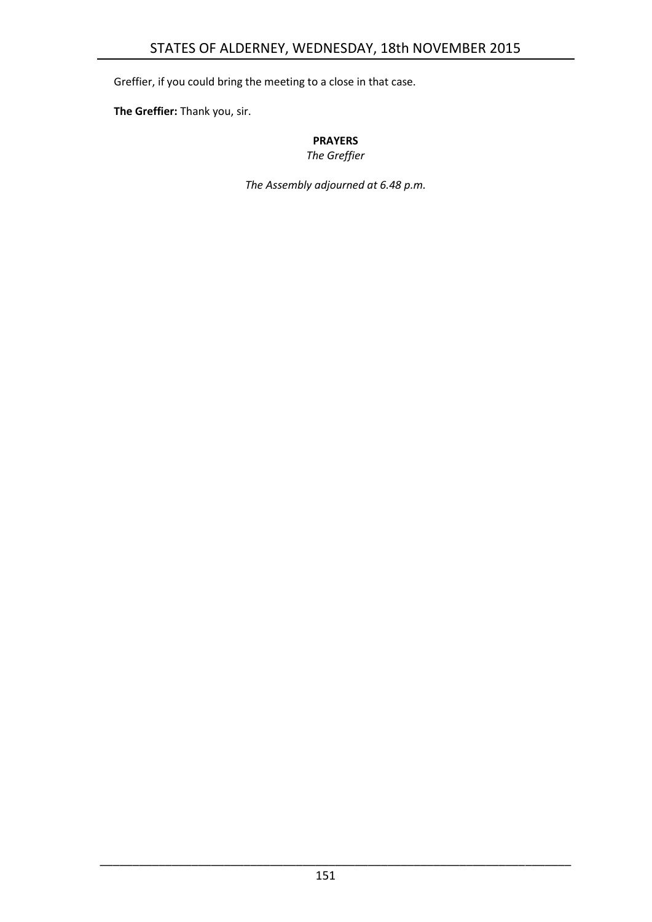Greffier, if you could bring the meeting to a close in that case.

**The Greffier:** Thank you, sir.

**PRAYERS**

*The Greffier*

*The Assembly adjourned at 6.48 p.m.*